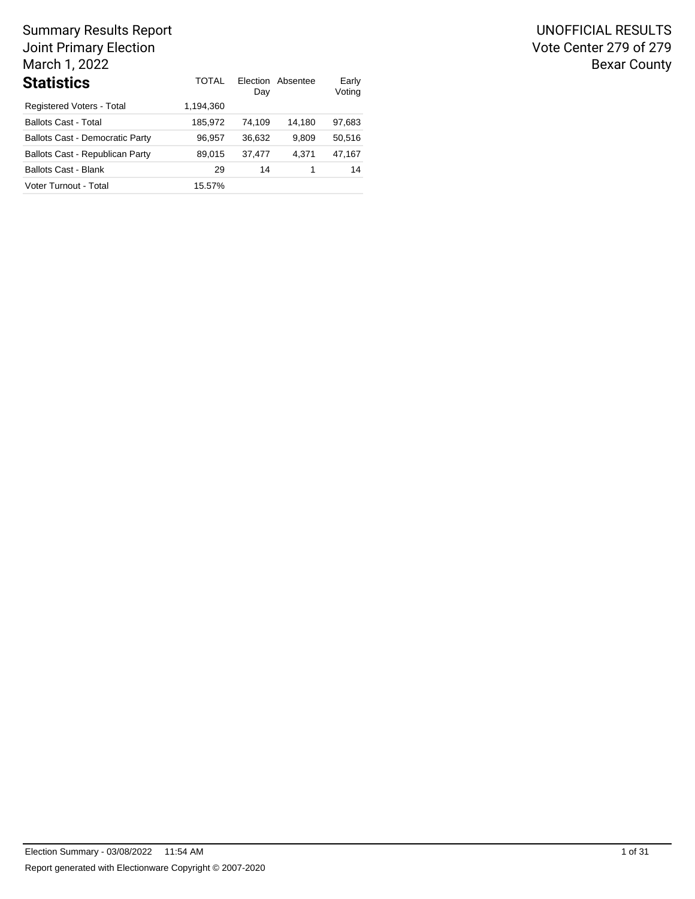Summary Results Report
Joint Primary Election
March 1, 2022

UNOFFICIAL RESULTS
Vote Center 279 of 279
Bexar County

## Statistics

| | TOTAL | Election Day | Absentee | Early Voting |
|---|---|---|---|---|
| Registered Voters - Total | 1,194,360 | | | |
| Ballots Cast - Total | 185,972 | 74,109 | 14,180 | 97,683 |
| Ballots Cast - Democratic Party | 96,957 | 36,632 | 9,809 | 50,516 |
| Ballots Cast - Republican Party | 89,015 | 37,477 | 4,371 | 47,167 |
| Ballots Cast - Blank | 29 | 14 | 1 | 14 |
| Voter Turnout - Total | 15.57% | | | |

Election Summary - 03/08/2022 11:54 AM

Report generated with Electionware Copyright © 2007-2020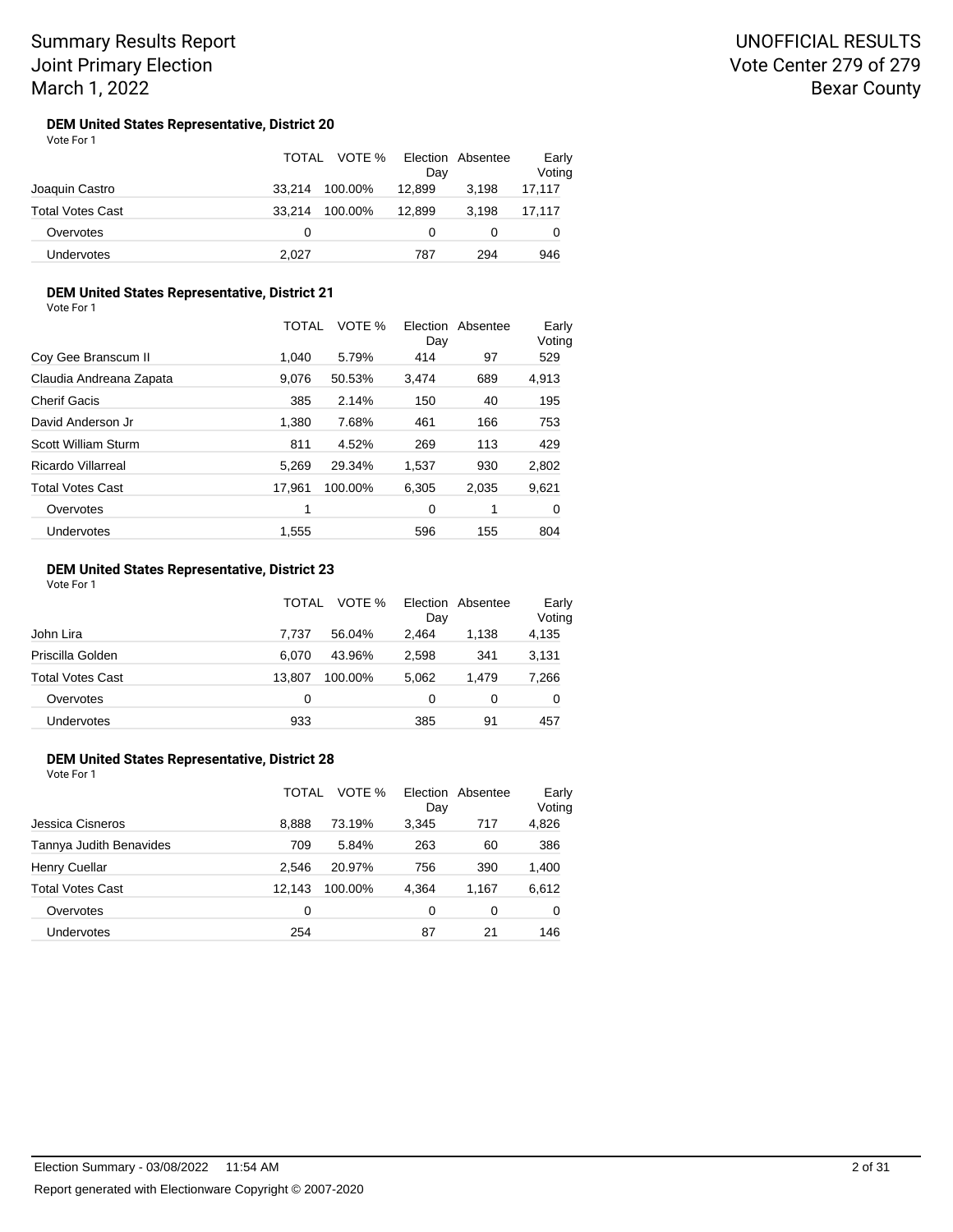### DEM United States Representative, District 20

Vote For 1

| | TOTAL | VOTE % | Election Day | Absentee | Early Voting |
|---|---|---|---|---|---|
| Joaquin Castro | 33,214 | 100.00% | 12,899 | 3,198 | 17,117 |
| Total Votes Cast | 33,214 | 100.00% | 12,899 | 3,198 | 17,117 |
| Overvotes | 0 | | 0 | 0 | 0 |
| Undervotes | 2,027 | | 787 | 294 | 946 |

### DEM United States Representative, District 21

Vote For 1

| | TOTAL | VOTE % | Election Day | Absentee | Early Voting |
|---|---|---|---|---|---|
| Coy Gee Branscum II | 1,040 | 5.79% | 414 | 97 | 529 |
| Claudia Andreana Zapata | 9,076 | 50.53% | 3,474 | 689 | 4,913 |
| Cherif Gacis | 385 | 2.14% | 150 | 40 | 195 |
| David Anderson Jr | 1,380 | 7.68% | 461 | 166 | 753 |
| Scott William Sturm | 811 | 4.52% | 269 | 113 | 429 |
| Ricardo Villarreal | 5,269 | 29.34% | 1,537 | 930 | 2,802 |
| Total Votes Cast | 17,961 | 100.00% | 6,305 | 2,035 | 9,621 |
| Overvotes | 1 | | 0 | 1 | 0 |
| Undervotes | 1,555 | | 596 | 155 | 804 |

### DEM United States Representative, District 23

Vote For 1

| | TOTAL | VOTE % | Election Day | Absentee | Early Voting |
|---|---|---|---|---|---|
| John Lira | 7,737 | 56.04% | 2,464 | 1,138 | 4,135 |
| Priscilla Golden | 6,070 | 43.96% | 2,598 | 341 | 3,131 |
| Total Votes Cast | 13,807 | 100.00% | 5,062 | 1,479 | 7,266 |
| Overvotes | 0 | | 0 | 0 | 0 |
| Undervotes | 933 | | 385 | 91 | 457 |

### DEM United States Representative, District 28

Vote For 1

| | TOTAL | VOTE % | Election Day | Absentee | Early Voting |
|---|---|---|---|---|---|
| Jessica Cisneros | 8,888 | 73.19% | 3,345 | 717 | 4,826 |
| Tannya Judith Benavides | 709 | 5.84% | 263 | 60 | 386 |
| Henry Cuellar | 2,546 | 20.97% | 756 | 390 | 1,400 |
| Total Votes Cast | 12,143 | 100.00% | 4,364 | 1,167 | 6,612 |
| Overvotes | 0 | | 0 | 0 | 0 |
| Undervotes | 254 | | 87 | 21 | 146 |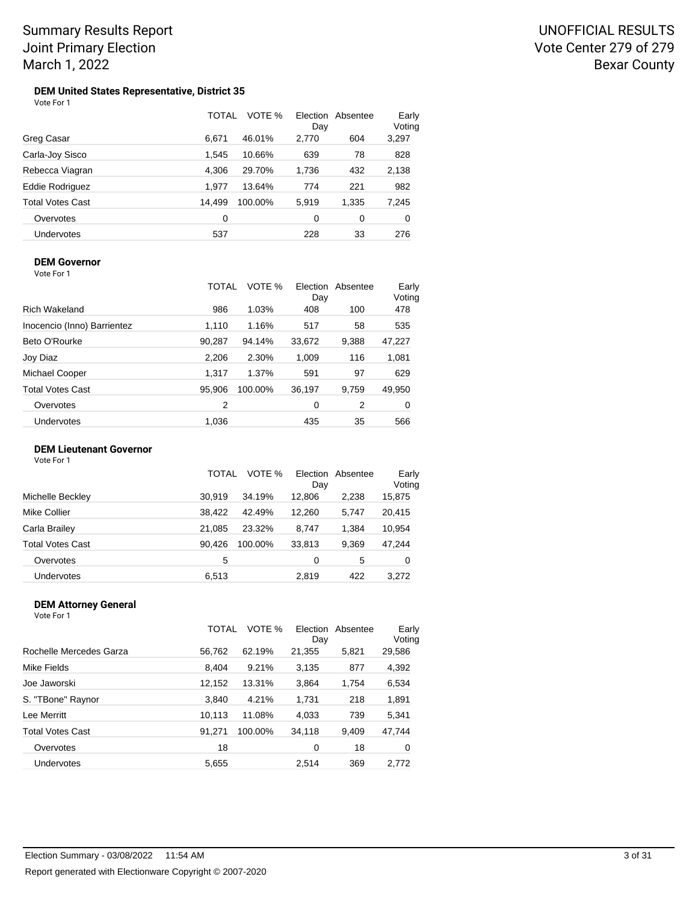Summary Results Report
Joint Primary Election
March 1, 2022

UNOFFICIAL RESULTS
Vote Center 279 of 279
Bexar County

### DEM United States Representative, District 35

Vote For 1

| | TOTAL | VOTE % | Election Day | Absentee | Early Voting |
|---|---|---|---|---|---|
| Greg Casar | 6,671 | 46.01% | 2,770 | 604 | 3,297 |
| Carla-Joy Sisco | 1,545 | 10.66% | 639 | 78 | 828 |
| Rebecca Viagran | 4,306 | 29.70% | 1,736 | 432 | 2,138 |
| Eddie Rodriguez | 1,977 | 13.64% | 774 | 221 | 982 |
| Total Votes Cast | 14,499 | 100.00% | 5,919 | 1,335 | 7,245 |
| Overvotes | 0 | | 0 | 0 | 0 |
| Undervotes | 537 | | 228 | 33 | 276 |

### DEM Governor

Vote For 1

| | TOTAL | VOTE % | Election Day | Absentee | Early Voting |
|---|---|---|---|---|---|
| Rich Wakeland | 986 | 1.03% | 408 | 100 | 478 |
| Inocencio (Inno) Barrientez | 1,110 | 1.16% | 517 | 58 | 535 |
| Beto O'Rourke | 90,287 | 94.14% | 33,672 | 9,388 | 47,227 |
| Joy Diaz | 2,206 | 2.30% | 1,009 | 116 | 1,081 |
| Michael Cooper | 1,317 | 1.37% | 591 | 97 | 629 |
| Total Votes Cast | 95,906 | 100.00% | 36,197 | 9,759 | 49,950 |
| Overvotes | 2 | | 0 | 2 | 0 |
| Undervotes | 1,036 | | 435 | 35 | 566 |

### DEM Lieutenant Governor

Vote For 1

| | TOTAL | VOTE % | Election Day | Absentee | Early Voting |
|---|---|---|---|---|---|
| Michelle Beckley | 30,919 | 34.19% | 12,806 | 2,238 | 15,875 |
| Mike Collier | 38,422 | 42.49% | 12,260 | 5,747 | 20,415 |
| Carla Brailey | 21,085 | 23.32% | 8,747 | 1,384 | 10,954 |
| Total Votes Cast | 90,426 | 100.00% | 33,813 | 9,369 | 47,244 |
| Overvotes | 5 | | 0 | 5 | 0 |
| Undervotes | 6,513 | | 2,819 | 422 | 3,272 |

### DEM Attorney General

Vote For 1

| | TOTAL | VOTE % | Election Day | Absentee | Early Voting |
|---|---|---|---|---|---|
| Rochelle Mercedes Garza | 56,762 | 62.19% | 21,355 | 5,821 | 29,586 |
| Mike Fields | 8,404 | 9.21% | 3,135 | 877 | 4,392 |
| Joe Jaworski | 12,152 | 13.31% | 3,864 | 1,754 | 6,534 |
| S. "TBone" Raynor | 3,840 | 4.21% | 1,731 | 218 | 1,891 |
| Lee Merritt | 10,113 | 11.08% | 4,033 | 739 | 5,341 |
| Total Votes Cast | 91,271 | 100.00% | 34,118 | 9,409 | 47,744 |
| Overvotes | 18 | | 0 | 18 | 0 |
| Undervotes | 5,655 | | 2,514 | 369 | 2,772 |

Election Summary - 03/08/2022 11:54 AM

Report generated with Electionware Copyright © 2007-2020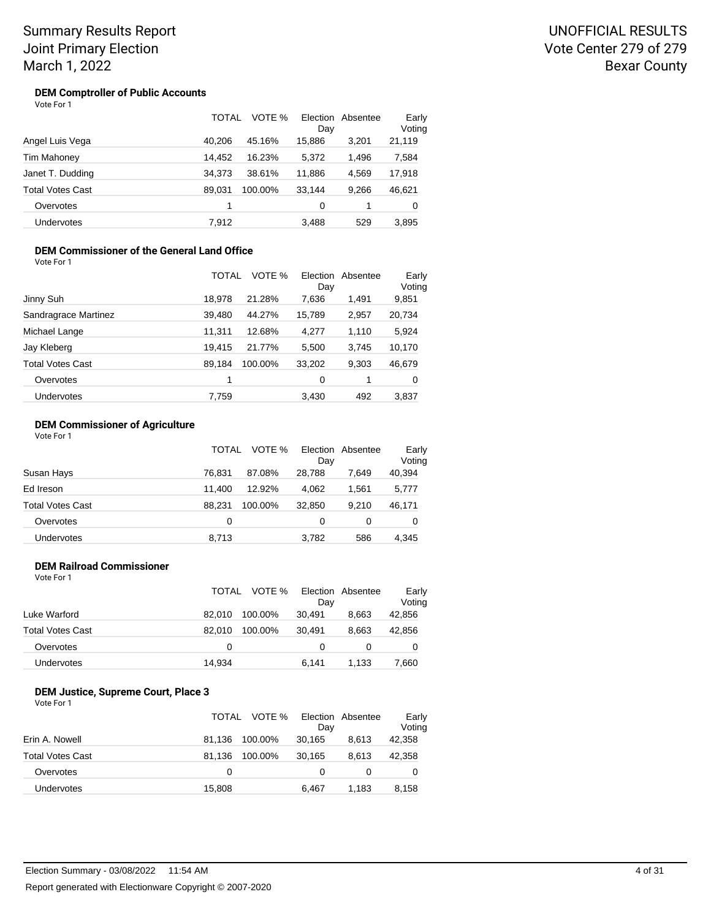# Summary Results Report
## Joint Primary Election
## March 1, 2022

UNOFFICIAL RESULTS
Vote Center 279 of 279
Bexar County

### DEM Comptroller of Public Accounts

Vote For 1

| | TOTAL | VOTE % | Election Day | Absentee | Early Voting |
|---|---|---|---|---|---|
| Angel Luis Vega | 40,206 | 45.16% | 15,886 | 3,201 | 21,119 |
| Tim Mahoney | 14,452 | 16.23% | 5,372 | 1,496 | 7,584 |
| Janet T. Dudding | 34,373 | 38.61% | 11,886 | 4,569 | 17,918 |
| Total Votes Cast | 89,031 | 100.00% | 33,144 | 9,266 | 46,621 |
| Overvotes | 1 | | 0 | 1 | 0 |
| Undervotes | 7,912 | | 3,488 | 529 | 3,895 |

### DEM Commissioner of the General Land Office

Vote For 1

| | TOTAL | VOTE % | Election Day | Absentee | Early Voting |
|---|---|---|---|---|---|
| Jinny Suh | 18,978 | 21.28% | 7,636 | 1,491 | 9,851 |
| Sandragrace Martinez | 39,480 | 44.27% | 15,789 | 2,957 | 20,734 |
| Michael Lange | 11,311 | 12.68% | 4,277 | 1,110 | 5,924 |
| Jay Kleberg | 19,415 | 21.77% | 5,500 | 3,745 | 10,170 |
| Total Votes Cast | 89,184 | 100.00% | 33,202 | 9,303 | 46,679 |
| Overvotes | 1 | | 0 | 1 | 0 |
| Undervotes | 7,759 | | 3,430 | 492 | 3,837 |

### DEM Commissioner of Agriculture

Vote For 1

| | TOTAL | VOTE % | Election Day | Absentee | Early Voting |
|---|---|---|---|---|---|
| Susan Hays | 76,831 | 87.08% | 28,788 | 7,649 | 40,394 |
| Ed Ireson | 11,400 | 12.92% | 4,062 | 1,561 | 5,777 |
| Total Votes Cast | 88,231 | 100.00% | 32,850 | 9,210 | 46,171 |
| Overvotes | 0 | | 0 | 0 | 0 |
| Undervotes | 8,713 | | 3,782 | 586 | 4,345 |

### DEM Railroad Commissioner

Vote For 1

| | TOTAL | VOTE % | Election Day | Absentee | Early Voting |
|---|---|---|---|---|---|
| Luke Warford | 82,010 | 100.00% | 30,491 | 8,663 | 42,856 |
| Total Votes Cast | 82,010 | 100.00% | 30,491 | 8,663 | 42,856 |
| Overvotes | 0 | | 0 | 0 | 0 |
| Undervotes | 14,934 | | 6,141 | 1,133 | 7,660 |

### DEM Justice, Supreme Court, Place 3

Vote For 1

| | TOTAL | VOTE % | Election Day | Absentee | Early Voting |
|---|---|---|---|---|---|
| Erin A. Nowell | 81,136 | 100.00% | 30,165 | 8,613 | 42,358 |
| Total Votes Cast | 81,136 | 100.00% | 30,165 | 8,613 | 42,358 |
| Overvotes | 0 | | 0 | 0 | 0 |
| Undervotes | 15,808 | | 6,467 | 1,183 | 8,158 |

Election Summary - 03/08/2022 11:54 AM

Report generated with Electionware Copyright © 2007-2020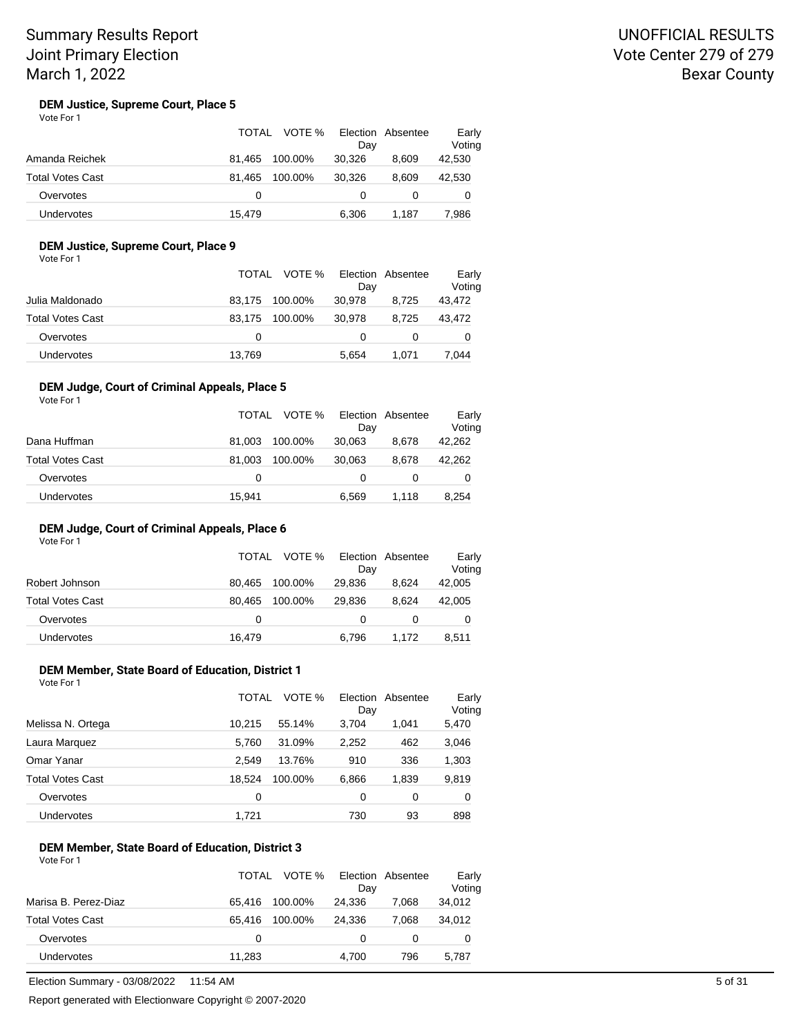Summary Results Report
Joint Primary Election
March 1, 2022

UNOFFICIAL RESULTS
Vote Center 279 of 279
Bexar County

### DEM Justice, Supreme Court, Place 5

Vote For 1

| | TOTAL | VOTE % | Election Day | Absentee | Early Voting |
|---|---|---|---|---|---|
| Amanda Reichek | 81,465 | 100.00% | 30,326 | 8,609 | 42,530 |
| Total Votes Cast | 81,465 | 100.00% | 30,326 | 8,609 | 42,530 |
| Overvotes | 0 | | 0 | 0 | 0 |
| Undervotes | 15,479 | | 6,306 | 1,187 | 7,986 |

### DEM Justice, Supreme Court, Place 9

Vote For 1

| | TOTAL | VOTE % | Election Day | Absentee | Early Voting |
|---|---|---|---|---|---|
| Julia Maldonado | 83,175 | 100.00% | 30,978 | 8,725 | 43,472 |
| Total Votes Cast | 83,175 | 100.00% | 30,978 | 8,725 | 43,472 |
| Overvotes | 0 | | 0 | 0 | 0 |
| Undervotes | 13,769 | | 5,654 | 1,071 | 7,044 |

### DEM Judge, Court of Criminal Appeals, Place 5

Vote For 1

| | TOTAL | VOTE % | Election Day | Absentee | Early Voting |
|---|---|---|---|---|---|
| Dana Huffman | 81,003 | 100.00% | 30,063 | 8,678 | 42,262 |
| Total Votes Cast | 81,003 | 100.00% | 30,063 | 8,678 | 42,262 |
| Overvotes | 0 | | 0 | 0 | 0 |
| Undervotes | 15,941 | | 6,569 | 1,118 | 8,254 |

### DEM Judge, Court of Criminal Appeals, Place 6

Vote For 1

| | TOTAL | VOTE % | Election Day | Absentee | Early Voting |
|---|---|---|---|---|---|
| Robert Johnson | 80,465 | 100.00% | 29,836 | 8,624 | 42,005 |
| Total Votes Cast | 80,465 | 100.00% | 29,836 | 8,624 | 42,005 |
| Overvotes | 0 | | 0 | 0 | 0 |
| Undervotes | 16,479 | | 6,796 | 1,172 | 8,511 |

### DEM Member, State Board of Education, District 1

Vote For 1

| | TOTAL | VOTE % | Election Day | Absentee | Early Voting |
|---|---|---|---|---|---|
| Melissa N. Ortega | 10,215 | 55.14% | 3,704 | 1,041 | 5,470 |
| Laura Marquez | 5,760 | 31.09% | 2,252 | 462 | 3,046 |
| Omar Yanar | 2,549 | 13.76% | 910 | 336 | 1,303 |
| Total Votes Cast | 18,524 | 100.00% | 6,866 | 1,839 | 9,819 |
| Overvotes | 0 | | 0 | 0 | 0 |
| Undervotes | 1,721 | | 730 | 93 | 898 |

### DEM Member, State Board of Education, District 3

Vote For 1

| | TOTAL | VOTE % | Election Day | Absentee | Early Voting |
|---|---|---|---|---|---|
| Marisa B. Perez-Diaz | 65,416 | 100.00% | 24,336 | 7,068 | 34,012 |
| Total Votes Cast | 65,416 | 100.00% | 24,336 | 7,068 | 34,012 |
| Overvotes | 0 | | 0 | 0 | 0 |
| Undervotes | 11,283 | | 4,700 | 796 | 5,787 |

Election Summary - 03/08/2022 11:54 AM

Report generated with Electionware Copyright © 2007-2020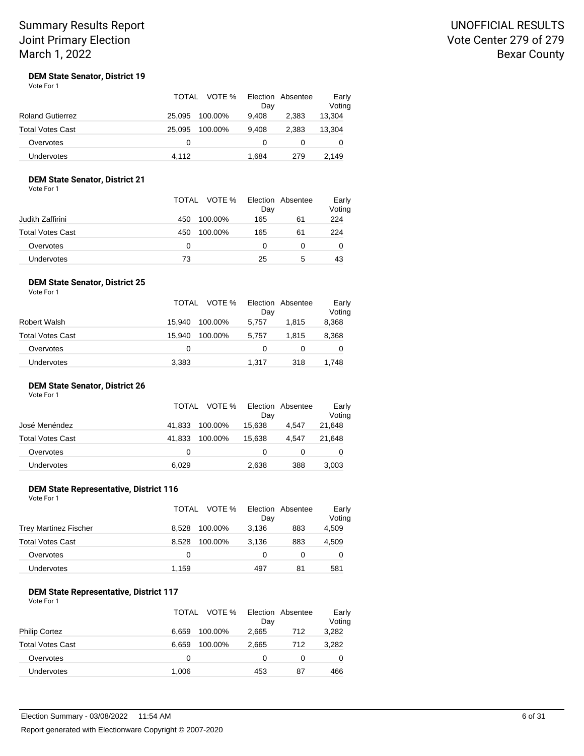Summary Results Report
Joint Primary Election
March 1, 2022

UNOFFICIAL RESULTS
Vote Center 279 of 279
Bexar County

### DEM State Senator, District 19

Vote For 1

| | TOTAL | VOTE % | Election Day | Absentee | Early Voting |
|---|---|---|---|---|---|
| Roland Gutierrez | 25,095 | 100.00% | 9,408 | 2,383 | 13,304 |
| Total Votes Cast | 25,095 | 100.00% | 9,408 | 2,383 | 13,304 |
| Overvotes | 0 | | 0 | 0 | 0 |
| Undervotes | 4,112 | | 1,684 | 279 | 2,149 |

### DEM State Senator, District 21

Vote For 1

| | TOTAL | VOTE % | Election Day | Absentee | Early Voting |
|---|---|---|---|---|---|
| Judith Zaffirini | 450 | 100.00% | 165 | 61 | 224 |
| Total Votes Cast | 450 | 100.00% | 165 | 61 | 224 |
| Overvotes | 0 | | 0 | 0 | 0 |
| Undervotes | 73 | | 25 | 5 | 43 |

### DEM State Senator, District 25

Vote For 1

| | TOTAL | VOTE % | Election Day | Absentee | Early Voting |
|---|---|---|---|---|---|
| Robert Walsh | 15,940 | 100.00% | 5,757 | 1,815 | 8,368 |
| Total Votes Cast | 15,940 | 100.00% | 5,757 | 1,815 | 8,368 |
| Overvotes | 0 | | 0 | 0 | 0 |
| Undervotes | 3,383 | | 1,317 | 318 | 1,748 |

### DEM State Senator, District 26

Vote For 1

| | TOTAL | VOTE % | Election Day | Absentee | Early Voting |
|---|---|---|---|---|---|
| José Menéndez | 41,833 | 100.00% | 15,638 | 4,547 | 21,648 |
| Total Votes Cast | 41,833 | 100.00% | 15,638 | 4,547 | 21,648 |
| Overvotes | 0 | | 0 | 0 | 0 |
| Undervotes | 6,029 | | 2,638 | 388 | 3,003 |

### DEM State Representative, District 116

Vote For 1

| | TOTAL | VOTE % | Election Day | Absentee | Early Voting |
|---|---|---|---|---|---|
| Trey Martinez Fischer | 8,528 | 100.00% | 3,136 | 883 | 4,509 |
| Total Votes Cast | 8,528 | 100.00% | 3,136 | 883 | 4,509 |
| Overvotes | 0 | | 0 | 0 | 0 |
| Undervotes | 1,159 | | 497 | 81 | 581 |

### DEM State Representative, District 117

Vote For 1

| | TOTAL | VOTE % | Election Day | Absentee | Early Voting |
|---|---|---|---|---|---|
| Philip Cortez | 6,659 | 100.00% | 2,665 | 712 | 3,282 |
| Total Votes Cast | 6,659 | 100.00% | 2,665 | 712 | 3,282 |
| Overvotes | 0 | | 0 | 0 | 0 |
| Undervotes | 1,006 | | 453 | 87 | 466 |

Election Summary - 03/08/2022 11:54 AM

Report generated with Electionware Copyright © 2007-2020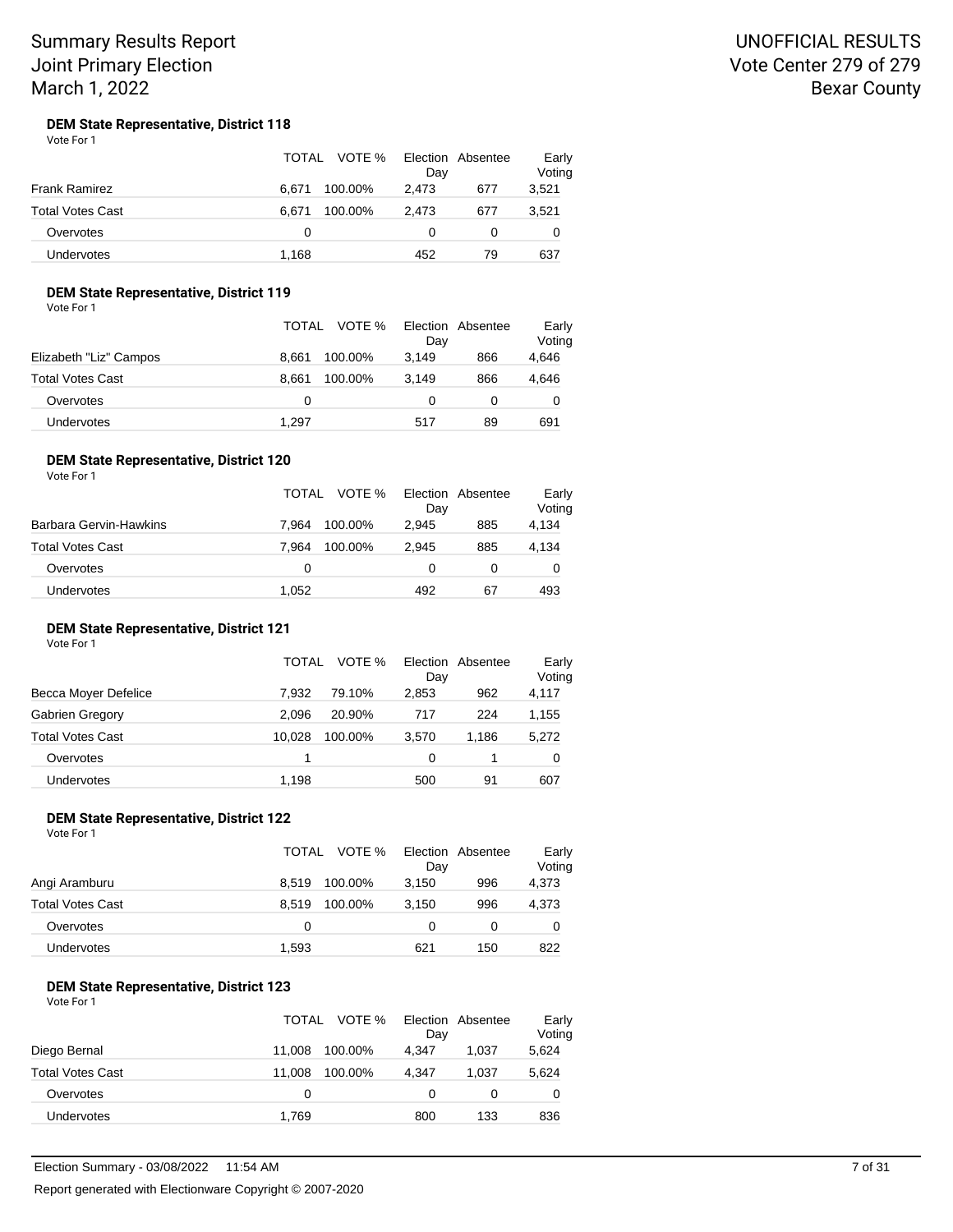Summary Results Report
Joint Primary Election
March 1, 2022

UNOFFICIAL RESULTS
Vote Center 279 of 279
Bexar County

### DEM State Representative, District 118

Vote For 1

| | TOTAL | VOTE % | Election Day | Absentee | Early Voting |
|---|---|---|---|---|---|
| Frank Ramirez | 6,671 | 100.00% | 2,473 | 677 | 3,521 |
| Total Votes Cast | 6,671 | 100.00% | 2,473 | 677 | 3,521 |
| Overvotes | 0 | | 0 | 0 | 0 |
| Undervotes | 1,168 | | 452 | 79 | 637 |

### DEM State Representative, District 119

Vote For 1

| | TOTAL | VOTE % | Election Day | Absentee | Early Voting |
|---|---|---|---|---|---|
| Elizabeth "Liz" Campos | 8,661 | 100.00% | 3,149 | 866 | 4,646 |
| Total Votes Cast | 8,661 | 100.00% | 3,149 | 866 | 4,646 |
| Overvotes | 0 | | 0 | 0 | 0 |
| Undervotes | 1,297 | | 517 | 89 | 691 |

### DEM State Representative, District 120

Vote For 1

| | TOTAL | VOTE % | Election Day | Absentee | Early Voting |
|---|---|---|---|---|---|
| Barbara Gervin-Hawkins | 7,964 | 100.00% | 2,945 | 885 | 4,134 |
| Total Votes Cast | 7,964 | 100.00% | 2,945 | 885 | 4,134 |
| Overvotes | 0 | | 0 | 0 | 0 |
| Undervotes | 1,052 | | 492 | 67 | 493 |

### DEM State Representative, District 121

Vote For 1

| | TOTAL | VOTE % | Election Day | Absentee | Early Voting |
|---|---|---|---|---|---|
| Becca Moyer Defelice | 7,932 | 79.10% | 2,853 | 962 | 4,117 |
| Gabrien Gregory | 2,096 | 20.90% | 717 | 224 | 1,155 |
| Total Votes Cast | 10,028 | 100.00% | 3,570 | 1,186 | 5,272 |
| Overvotes | 1 | | 0 | 1 | 0 |
| Undervotes | 1,198 | | 500 | 91 | 607 |

### DEM State Representative, District 122

Vote For 1

| | TOTAL | VOTE % | Election Day | Absentee | Early Voting |
|---|---|---|---|---|---|
| Angi Aramburu | 8,519 | 100.00% | 3,150 | 996 | 4,373 |
| Total Votes Cast | 8,519 | 100.00% | 3,150 | 996 | 4,373 |
| Overvotes | 0 | | 0 | 0 | 0 |
| Undervotes | 1,593 | | 621 | 150 | 822 |

### DEM State Representative, District 123

Vote For 1

| | TOTAL | VOTE % | Election Day | Absentee | Early Voting |
|---|---|---|---|---|---|
| Diego Bernal | 11,008 | 100.00% | 4,347 | 1,037 | 5,624 |
| Total Votes Cast | 11,008 | 100.00% | 4,347 | 1,037 | 5,624 |
| Overvotes | 0 | | 0 | 0 | 0 |
| Undervotes | 1,769 | | 800 | 133 | 836 |

Election Summary - 03/08/2022 11:54 AM

Report generated with Electionware Copyright © 2007-2020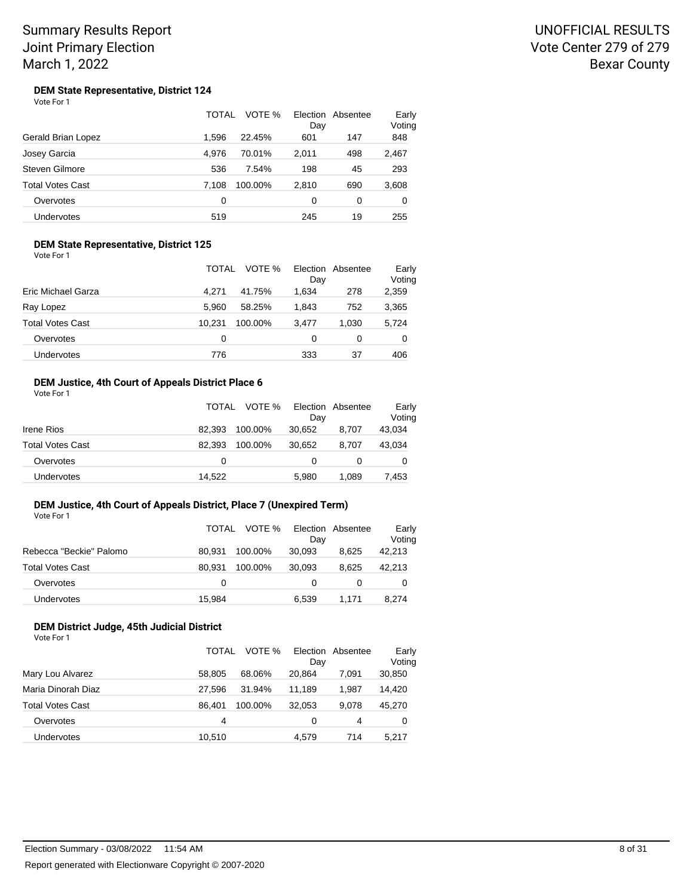Summary Results Report
Joint Primary Election
March 1, 2022

UNOFFICIAL RESULTS
Vote Center 279 of 279
Bexar County

### DEM State Representative, District 124

Vote For 1

| | TOTAL | VOTE % | Election Day | Absentee | Early Voting |
|---|---|---|---|---|---|
| Gerald Brian Lopez | 1,596 | 22.45% | 601 | 147 | 848 |
| Josey Garcia | 4,976 | 70.01% | 2,011 | 498 | 2,467 |
| Steven Gilmore | 536 | 7.54% | 198 | 45 | 293 |
| Total Votes Cast | 7,108 | 100.00% | 2,810 | 690 | 3,608 |
| Overvotes | 0 | | 0 | 0 | 0 |
| Undervotes | 519 | | 245 | 19 | 255 |

### DEM State Representative, District 125

Vote For 1

| | TOTAL | VOTE % | Election Day | Absentee | Early Voting |
|---|---|---|---|---|---|
| Eric Michael Garza | 4,271 | 41.75% | 1,634 | 278 | 2,359 |
| Ray Lopez | 5,960 | 58.25% | 1,843 | 752 | 3,365 |
| Total Votes Cast | 10,231 | 100.00% | 3,477 | 1,030 | 5,724 |
| Overvotes | 0 | | 0 | 0 | 0 |
| Undervotes | 776 | | 333 | 37 | 406 |

### DEM Justice, 4th Court of Appeals District Place 6

Vote For 1

| | TOTAL | VOTE % | Election Day | Absentee | Early Voting |
|---|---|---|---|---|---|
| Irene Rios | 82,393 | 100.00% | 30,652 | 8,707 | 43,034 |
| Total Votes Cast | 82,393 | 100.00% | 30,652 | 8,707 | 43,034 |
| Overvotes | 0 | | 0 | 0 | 0 |
| Undervotes | 14,522 | | 5,980 | 1,089 | 7,453 |

### DEM Justice, 4th Court of Appeals District, Place 7 (Unexpired Term)

Vote For 1

| | TOTAL | VOTE % | Election Day | Absentee | Early Voting |
|---|---|---|---|---|---|
| Rebecca "Beckie" Palomo | 80,931 | 100.00% | 30,093 | 8,625 | 42,213 |
| Total Votes Cast | 80,931 | 100.00% | 30,093 | 8,625 | 42,213 |
| Overvotes | 0 | | 0 | 0 | 0 |
| Undervotes | 15,984 | | 6,539 | 1,171 | 8,274 |

### DEM District Judge, 45th Judicial District

Vote For 1

| | TOTAL | VOTE % | Election Day | Absentee | Early Voting |
|---|---|---|---|---|---|
| Mary Lou Alvarez | 58,805 | 68.06% | 20,864 | 7,091 | 30,850 |
| Maria Dinorah Diaz | 27,596 | 31.94% | 11,189 | 1,987 | 14,420 |
| Total Votes Cast | 86,401 | 100.00% | 32,053 | 9,078 | 45,270 |
| Overvotes | 4 | | 0 | 4 | 0 |
| Undervotes | 10,510 | | 4,579 | 714 | 5,217 |

Election Summary - 03/08/2022 11:54 AM

Report generated with Electionware Copyright © 2007-2020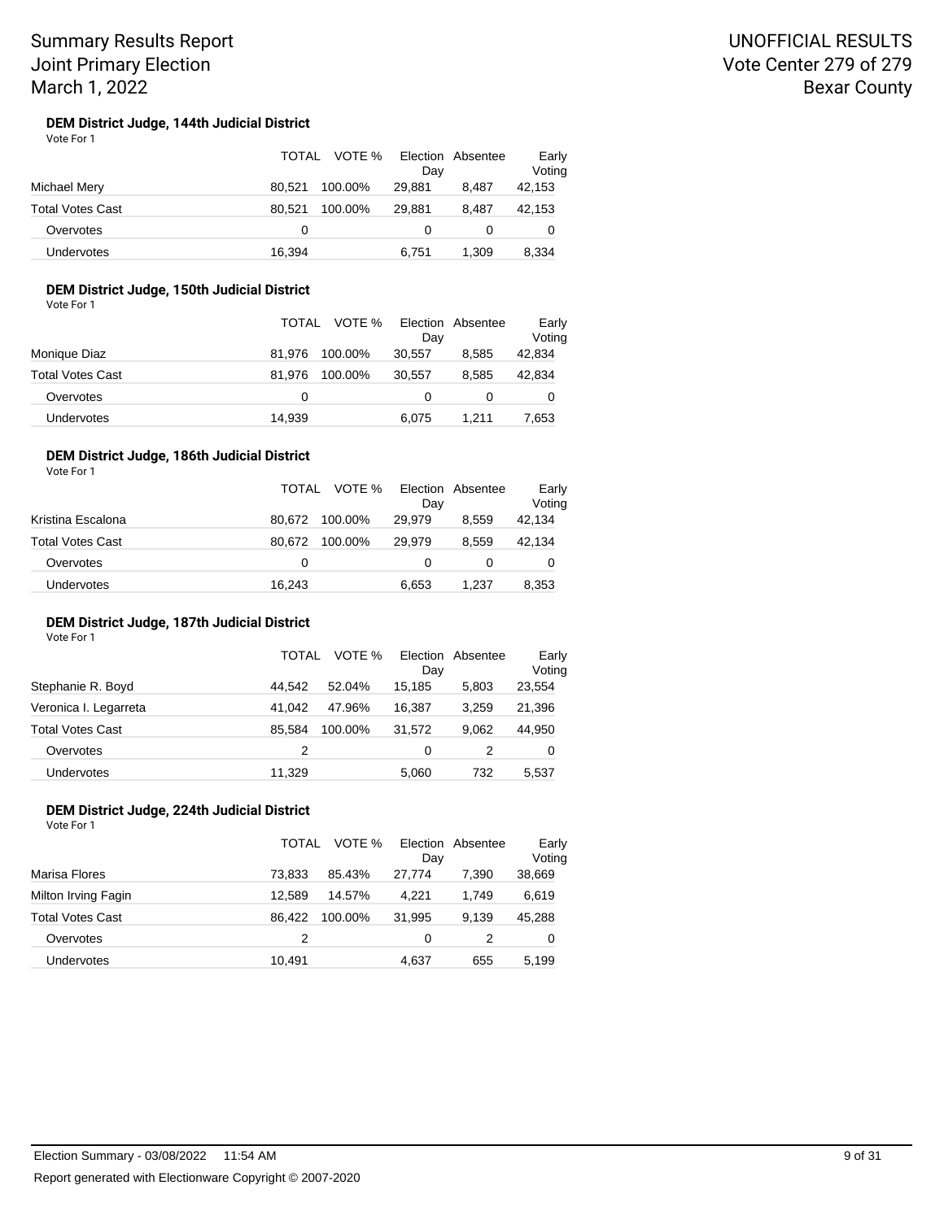#### DEM District Judge, 144th Judicial District

Vote For 1

| | TOTAL | VOTE % | Election Day | Absentee | Early Voting |
|---|---|---|---|---|---|
| Michael Mery | 80,521 | 100.00% | 29,881 | 8,487 | 42,153 |
| Total Votes Cast | 80,521 | 100.00% | 29,881 | 8,487 | 42,153 |
| Overvotes | 0 | | 0 | 0 | 0 |
| Undervotes | 16,394 | | 6,751 | 1,309 | 8,334 |

#### DEM District Judge, 150th Judicial District

Vote For 1

| | TOTAL | VOTE % | Election Day | Absentee | Early Voting |
|---|---|---|---|---|---|
| Monique Diaz | 81,976 | 100.00% | 30,557 | 8,585 | 42,834 |
| Total Votes Cast | 81,976 | 100.00% | 30,557 | 8,585 | 42,834 |
| Overvotes | 0 | | 0 | 0 | 0 |
| Undervotes | 14,939 | | 6,075 | 1,211 | 7,653 |

#### DEM District Judge, 186th Judicial District

Vote For 1

| | TOTAL | VOTE % | Election Day | Absentee | Early Voting |
|---|---|---|---|---|---|
| Kristina Escalona | 80,672 | 100.00% | 29,979 | 8,559 | 42,134 |
| Total Votes Cast | 80,672 | 100.00% | 29,979 | 8,559 | 42,134 |
| Overvotes | 0 | | 0 | 0 | 0 |
| Undervotes | 16,243 | | 6,653 | 1,237 | 8,353 |

#### DEM District Judge, 187th Judicial District

Vote For 1

| | TOTAL | VOTE % | Election Day | Absentee | Early Voting |
|---|---|---|---|---|---|
| Stephanie R. Boyd | 44,542 | 52.04% | 15,185 | 5,803 | 23,554 |
| Veronica I. Legarreta | 41,042 | 47.96% | 16,387 | 3,259 | 21,396 |
| Total Votes Cast | 85,584 | 100.00% | 31,572 | 9,062 | 44,950 |
| Overvotes | 2 | | 0 | 2 | 0 |
| Undervotes | 11,329 | | 5,060 | 732 | 5,537 |

#### DEM District Judge, 224th Judicial District

Vote For 1

| | TOTAL | VOTE % | Election Day | Absentee | Early Voting |
|---|---|---|---|---|---|
| Marisa Flores | 73,833 | 85.43% | 27,774 | 7,390 | 38,669 |
| Milton Irving Fagin | 12,589 | 14.57% | 4,221 | 1,749 | 6,619 |
| Total Votes Cast | 86,422 | 100.00% | 31,995 | 9,139 | 45,288 |
| Overvotes | 2 | | 0 | 2 | 0 |
| Undervotes | 10,491 | | 4,637 | 655 | 5,199 |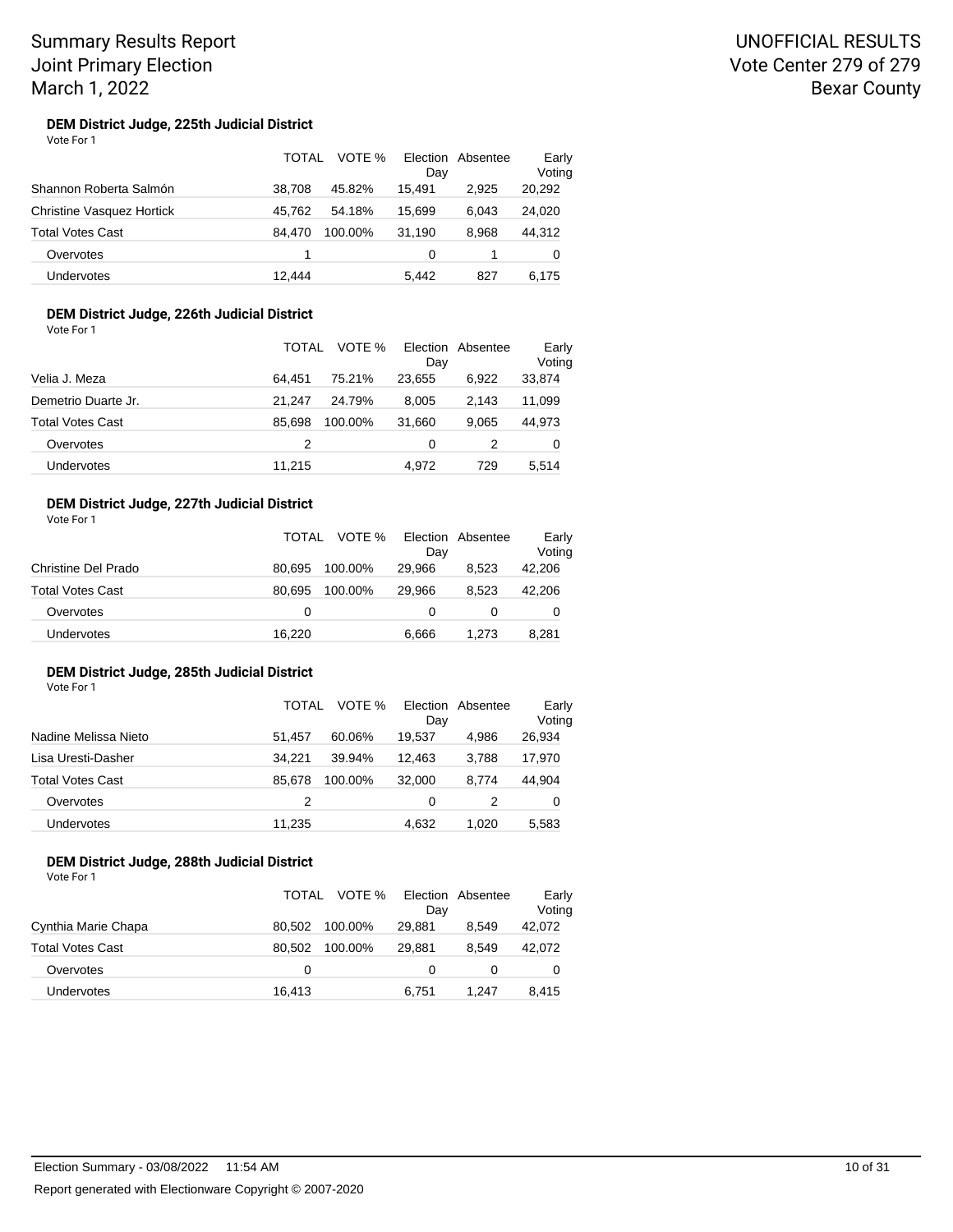Summary Results Report
Joint Primary Election
March 1, 2022

UNOFFICIAL RESULTS
Vote Center 279 of 279
Bexar County

### DEM District Judge, 225th Judicial District

Vote For 1

| | TOTAL | VOTE % | Election Day | Absentee | Early Voting |
|---|---|---|---|---|---|
| Shannon Roberta Salmón | 38,708 | 45.82% | 15,491 | 2,925 | 20,292 |
| Christine Vasquez Hortick | 45,762 | 54.18% | 15,699 | 6,043 | 24,020 |
| Total Votes Cast | 84,470 | 100.00% | 31,190 | 8,968 | 44,312 |
| Overvotes | 1 | | 0 | 1 | 0 |
| Undervotes | 12,444 | | 5,442 | 827 | 6,175 |

### DEM District Judge, 226th Judicial District

Vote For 1

| | TOTAL | VOTE % | Election Day | Absentee | Early Voting |
|---|---|---|---|---|---|
| Velia J. Meza | 64,451 | 75.21% | 23,655 | 6,922 | 33,874 |
| Demetrio Duarte Jr. | 21,247 | 24.79% | 8,005 | 2,143 | 11,099 |
| Total Votes Cast | 85,698 | 100.00% | 31,660 | 9,065 | 44,973 |
| Overvotes | 2 | | 0 | 2 | 0 |
| Undervotes | 11,215 | | 4,972 | 729 | 5,514 |

### DEM District Judge, 227th Judicial District

Vote For 1

| | TOTAL | VOTE % | Election Day | Absentee | Early Voting |
|---|---|---|---|---|---|
| Christine Del Prado | 80,695 | 100.00% | 29,966 | 8,523 | 42,206 |
| Total Votes Cast | 80,695 | 100.00% | 29,966 | 8,523 | 42,206 |
| Overvotes | 0 | | 0 | 0 | 0 |
| Undervotes | 16,220 | | 6,666 | 1,273 | 8,281 |

### DEM District Judge, 285th Judicial District

Vote For 1

| | TOTAL | VOTE % | Election Day | Absentee | Early Voting |
|---|---|---|---|---|---|
| Nadine Melissa Nieto | 51,457 | 60.06% | 19,537 | 4,986 | 26,934 |
| Lisa Uresti-Dasher | 34,221 | 39.94% | 12,463 | 3,788 | 17,970 |
| Total Votes Cast | 85,678 | 100.00% | 32,000 | 8,774 | 44,904 |
| Overvotes | 2 | | 0 | 2 | 0 |
| Undervotes | 11,235 | | 4,632 | 1,020 | 5,583 |

### DEM District Judge, 288th Judicial District

Vote For 1

| | TOTAL | VOTE % | Election Day | Absentee | Early Voting |
|---|---|---|---|---|---|
| Cynthia Marie Chapa | 80,502 | 100.00% | 29,881 | 8,549 | 42,072 |
| Total Votes Cast | 80,502 | 100.00% | 29,881 | 8,549 | 42,072 |
| Overvotes | 0 | | 0 | 0 | 0 |
| Undervotes | 16,413 | | 6,751 | 1,247 | 8,415 |

Election Summary - 03/08/2022 11:54 AM

Report generated with Electionware Copyright © 2007-2020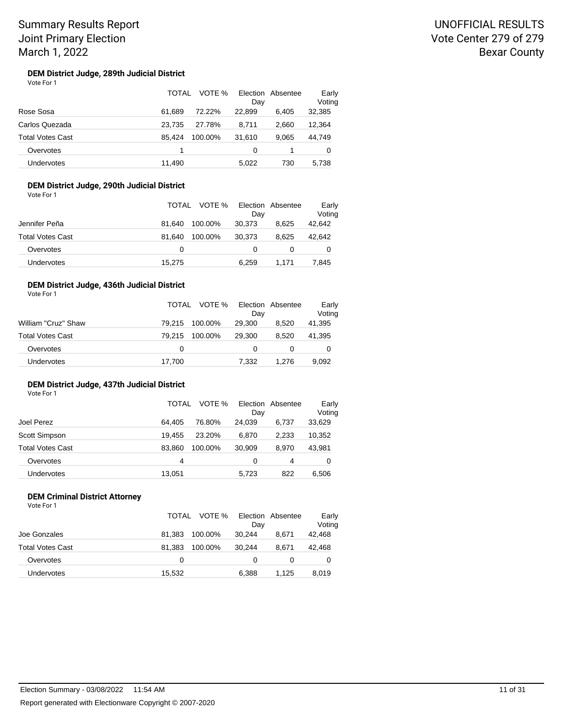### DEM District Judge, 289th Judicial District

Vote For 1

| | TOTAL | VOTE % | Election Day | Absentee | Early Voting |
|---|---|---|---|---|---|
| Rose Sosa | 61,689 | 72.22% | 22,899 | 6,405 | 32,385 |
| Carlos Quezada | 23,735 | 27.78% | 8,711 | 2,660 | 12,364 |
| Total Votes Cast | 85,424 | 100.00% | 31,610 | 9,065 | 44,749 |
| Overvotes | 1 | | 0 | 1 | 0 |
| Undervotes | 11,490 | | 5,022 | 730 | 5,738 |

### DEM District Judge, 290th Judicial District

Vote For 1

| | TOTAL | VOTE % | Election Day | Absentee | Early Voting |
|---|---|---|---|---|---|
| Jennifer Peña | 81,640 | 100.00% | 30,373 | 8,625 | 42,642 |
| Total Votes Cast | 81,640 | 100.00% | 30,373 | 8,625 | 42,642 |
| Overvotes | 0 | | 0 | 0 | 0 |
| Undervotes | 15,275 | | 6,259 | 1,171 | 7,845 |

### DEM District Judge, 436th Judicial District

Vote For 1

| | TOTAL | VOTE % | Election Day | Absentee | Early Voting |
|---|---|---|---|---|---|
| William "Cruz" Shaw | 79,215 | 100.00% | 29,300 | 8,520 | 41,395 |
| Total Votes Cast | 79,215 | 100.00% | 29,300 | 8,520 | 41,395 |
| Overvotes | 0 | | 0 | 0 | 0 |
| Undervotes | 17,700 | | 7,332 | 1,276 | 9,092 |

### DEM District Judge, 437th Judicial District

Vote For 1

| | TOTAL | VOTE % | Election Day | Absentee | Early Voting |
|---|---|---|---|---|---|
| Joel Perez | 64,405 | 76.80% | 24,039 | 6,737 | 33,629 |
| Scott Simpson | 19,455 | 23.20% | 6,870 | 2,233 | 10,352 |
| Total Votes Cast | 83,860 | 100.00% | 30,909 | 8,970 | 43,981 |
| Overvotes | 4 | | 0 | 4 | 0 |
| Undervotes | 13,051 | | 5,723 | 822 | 6,506 |

### DEM Criminal District Attorney

Vote For 1

| | TOTAL | VOTE % | Election Day | Absentee | Early Voting |
|---|---|---|---|---|---|
| Joe Gonzales | 81,383 | 100.00% | 30,244 | 8,671 | 42,468 |
| Total Votes Cast | 81,383 | 100.00% | 30,244 | 8,671 | 42,468 |
| Overvotes | 0 | | 0 | 0 | 0 |
| Undervotes | 15,532 | | 6,388 | 1,125 | 8,019 |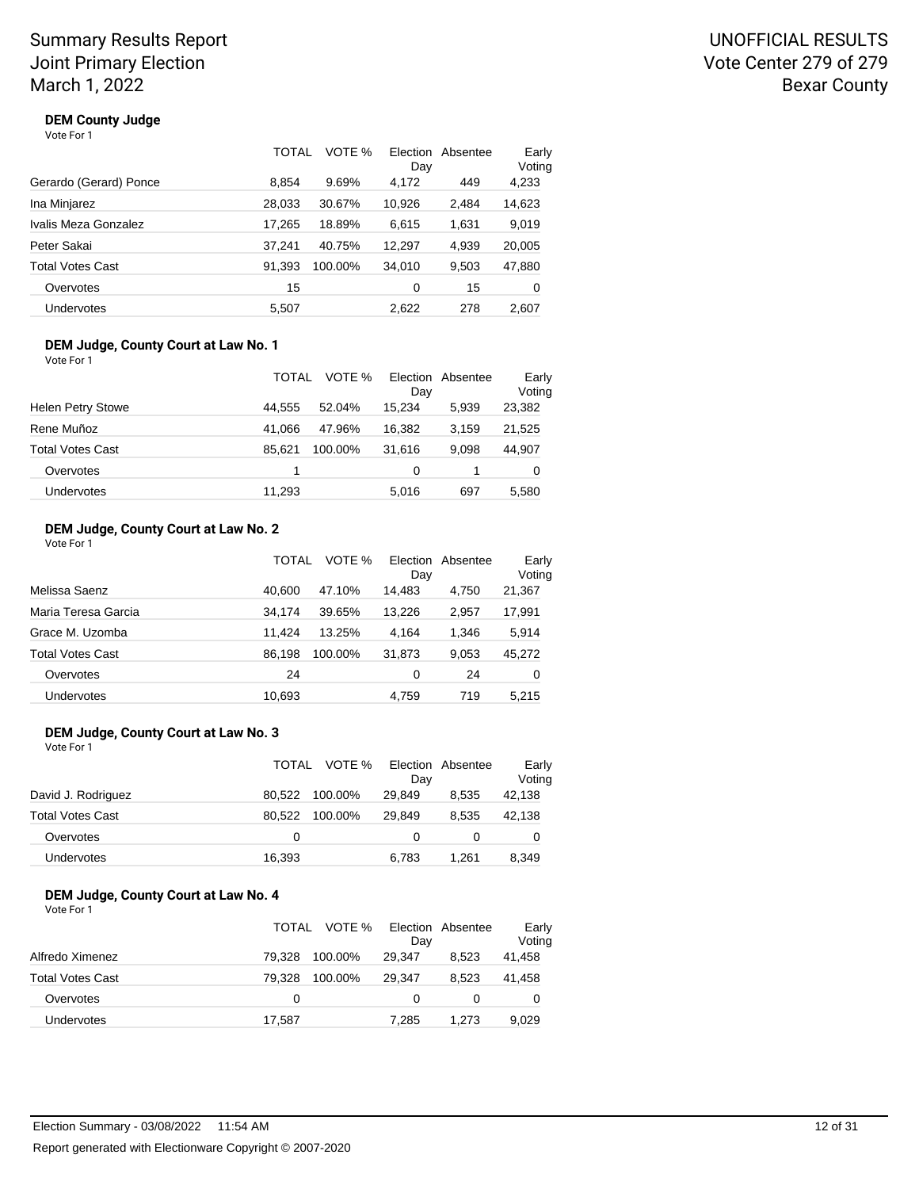Summary Results Report
Joint Primary Election
March 1, 2022

UNOFFICIAL RESULTS
Vote Center 279 of 279
Bexar County

### DEM County Judge

Vote For 1

| | TOTAL | VOTE % | Election Day | Absentee | Early Voting |
|---|---|---|---|---|---|
| Gerardo (Gerard) Ponce | 8,854 | 9.69% | 4,172 | 449 | 4,233 |
| Ina Minjarez | 28,033 | 30.67% | 10,926 | 2,484 | 14,623 |
| Ivalis Meza Gonzalez | 17,265 | 18.89% | 6,615 | 1,631 | 9,019 |
| Peter Sakai | 37,241 | 40.75% | 12,297 | 4,939 | 20,005 |
| Total Votes Cast | 91,393 | 100.00% | 34,010 | 9,503 | 47,880 |
| Overvotes | 15 | | 0 | 15 | 0 |
| Undervotes | 5,507 | | 2,622 | 278 | 2,607 |

### DEM Judge, County Court at Law No. 1

Vote For 1

| | TOTAL | VOTE % | Election Day | Absentee | Early Voting |
|---|---|---|---|---|---|
| Helen Petry Stowe | 44,555 | 52.04% | 15,234 | 5,939 | 23,382 |
| Rene Muñoz | 41,066 | 47.96% | 16,382 | 3,159 | 21,525 |
| Total Votes Cast | 85,621 | 100.00% | 31,616 | 9,098 | 44,907 |
| Overvotes | 1 | | 0 | 1 | 0 |
| Undervotes | 11,293 | | 5,016 | 697 | 5,580 |

### DEM Judge, County Court at Law No. 2

Vote For 1

| | TOTAL | VOTE % | Election Day | Absentee | Early Voting |
|---|---|---|---|---|---|
| Melissa Saenz | 40,600 | 47.10% | 14,483 | 4,750 | 21,367 |
| Maria Teresa Garcia | 34,174 | 39.65% | 13,226 | 2,957 | 17,991 |
| Grace M. Uzomba | 11,424 | 13.25% | 4,164 | 1,346 | 5,914 |
| Total Votes Cast | 86,198 | 100.00% | 31,873 | 9,053 | 45,272 |
| Overvotes | 24 | | 0 | 24 | 0 |
| Undervotes | 10,693 | | 4,759 | 719 | 5,215 |

### DEM Judge, County Court at Law No. 3

Vote For 1

| | TOTAL | VOTE % | Election Day | Absentee | Early Voting |
|---|---|---|---|---|---|
| David J. Rodriguez | 80,522 | 100.00% | 29,849 | 8,535 | 42,138 |
| Total Votes Cast | 80,522 | 100.00% | 29,849 | 8,535 | 42,138 |
| Overvotes | 0 | | 0 | 0 | 0 |
| Undervotes | 16,393 | | 6,783 | 1,261 | 8,349 |

### DEM Judge, County Court at Law No. 4

Vote For 1

| | TOTAL | VOTE % | Election Day | Absentee | Early Voting |
|---|---|---|---|---|---|
| Alfredo Ximenez | 79,328 | 100.00% | 29,347 | 8,523 | 41,458 |
| Total Votes Cast | 79,328 | 100.00% | 29,347 | 8,523 | 41,458 |
| Overvotes | 0 | | 0 | 0 | 0 |
| Undervotes | 17,587 | | 7,285 | 1,273 | 9,029 |

Election Summary - 03/08/2022 11:54 AM

Report generated with Electionware Copyright © 2007-2020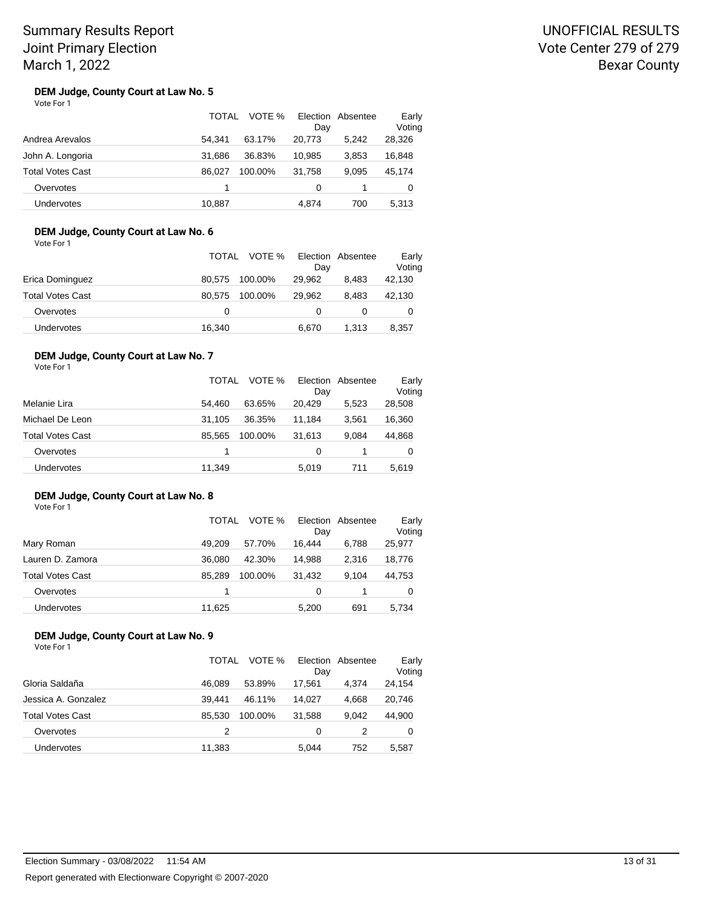Summary Results Report
Joint Primary Election
March 1, 2022

UNOFFICIAL RESULTS
Vote Center 279 of 279
Bexar County

### DEM Judge, County Court at Law No. 5

Vote For 1

| | TOTAL | VOTE % | Election Day | Absentee | Early Voting |
|---|---|---|---|---|---|
| Andrea Arevalos | 54,341 | 63.17% | 20,773 | 5,242 | 28,326 |
| John A. Longoria | 31,686 | 36.83% | 10,985 | 3,853 | 16,848 |
| Total Votes Cast | 86,027 | 100.00% | 31,758 | 9,095 | 45,174 |
| Overvotes | 1 | | 0 | 1 | 0 |
| Undervotes | 10,887 | | 4,874 | 700 | 5,313 |

### DEM Judge, County Court at Law No. 6

Vote For 1

| | TOTAL | VOTE % | Election Day | Absentee | Early Voting |
|---|---|---|---|---|---|
| Erica Dominguez | 80,575 | 100.00% | 29,962 | 8,483 | 42,130 |
| Total Votes Cast | 80,575 | 100.00% | 29,962 | 8,483 | 42,130 |
| Overvotes | 0 | | 0 | 0 | 0 |
| Undervotes | 16,340 | | 6,670 | 1,313 | 8,357 |

### DEM Judge, County Court at Law No. 7

Vote For 1

| | TOTAL | VOTE % | Election Day | Absentee | Early Voting |
|---|---|---|---|---|---|
| Melanie Lira | 54,460 | 63.65% | 20,429 | 5,523 | 28,508 |
| Michael De Leon | 31,105 | 36.35% | 11,184 | 3,561 | 16,360 |
| Total Votes Cast | 85,565 | 100.00% | 31,613 | 9,084 | 44,868 |
| Overvotes | 1 | | 0 | 1 | 0 |
| Undervotes | 11,349 | | 5,019 | 711 | 5,619 |

### DEM Judge, County Court at Law No. 8

Vote For 1

| | TOTAL | VOTE % | Election Day | Absentee | Early Voting |
|---|---|---|---|---|---|
| Mary Roman | 49,209 | 57.70% | 16,444 | 6,788 | 25,977 |
| Lauren D. Zamora | 36,080 | 42.30% | 14,988 | 2,316 | 18,776 |
| Total Votes Cast | 85,289 | 100.00% | 31,432 | 9,104 | 44,753 |
| Overvotes | 1 | | 0 | 1 | 0 |
| Undervotes | 11,625 | | 5,200 | 691 | 5,734 |

### DEM Judge, County Court at Law No. 9

Vote For 1

| | TOTAL | VOTE % | Election Day | Absentee | Early Voting |
|---|---|---|---|---|---|
| Gloria Saldaña | 46,089 | 53.89% | 17,561 | 4,374 | 24,154 |
| Jessica A. Gonzalez | 39,441 | 46.11% | 14,027 | 4,668 | 20,746 |
| Total Votes Cast | 85,530 | 100.00% | 31,588 | 9,042 | 44,900 |
| Overvotes | 2 | | 0 | 2 | 0 |
| Undervotes | 11,383 | | 5,044 | 752 | 5,587 |

Election Summary - 03/08/2022 11:54 AM

Report generated with Electionware Copyright © 2007-2020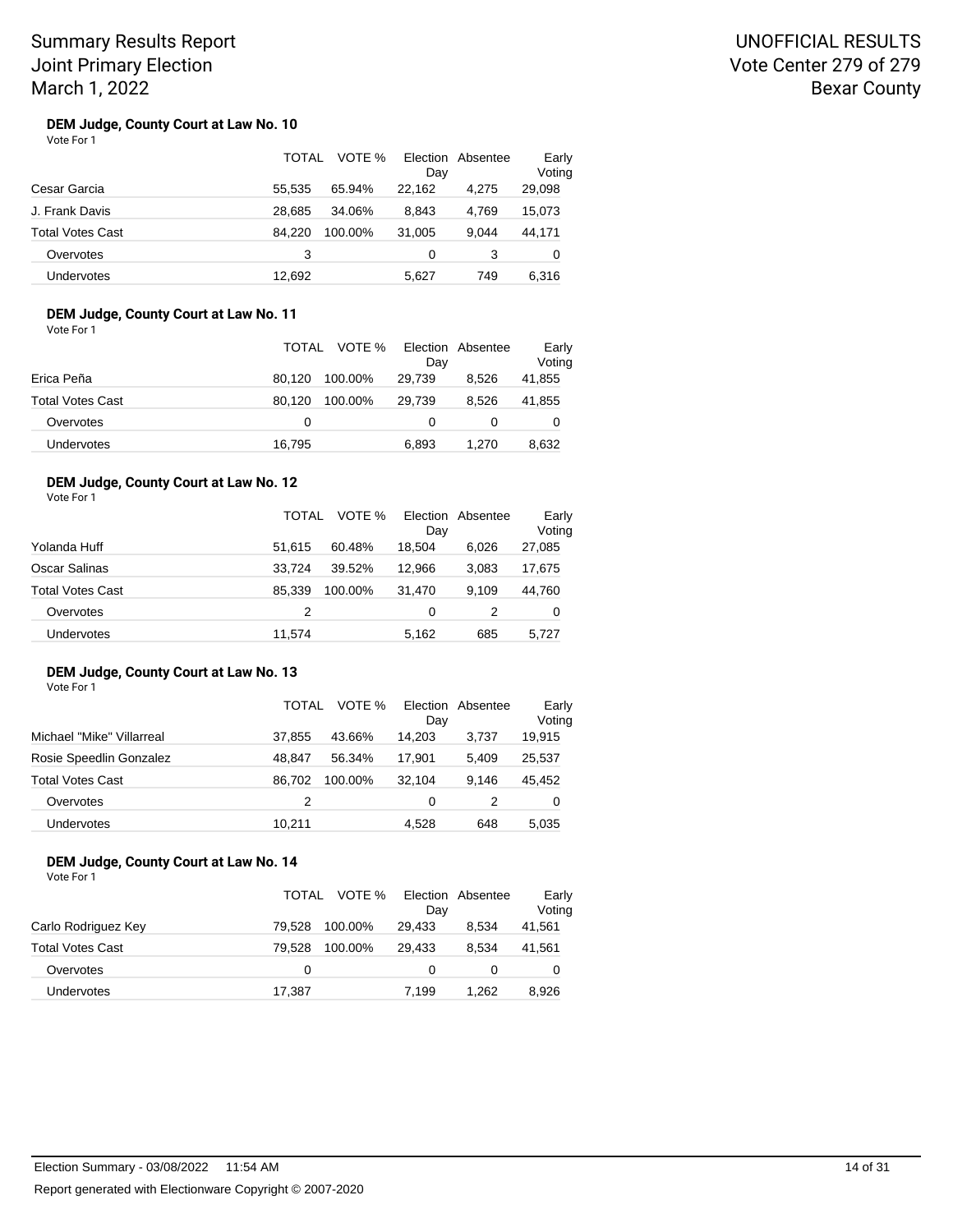Summary Results Report
Joint Primary Election
March 1, 2022

UNOFFICIAL RESULTS
Vote Center 279 of 279
Bexar County

### DEM Judge, County Court at Law No. 10

Vote For 1

| | TOTAL | VOTE % | Election Day | Absentee | Early Voting |
|---|---|---|---|---|---|
| Cesar Garcia | 55,535 | 65.94% | 22,162 | 4,275 | 29,098 |
| J. Frank Davis | 28,685 | 34.06% | 8,843 | 4,769 | 15,073 |
| Total Votes Cast | 84,220 | 100.00% | 31,005 | 9,044 | 44,171 |
| Overvotes | 3 | | 0 | 3 | 0 |
| Undervotes | 12,692 | | 5,627 | 749 | 6,316 |

### DEM Judge, County Court at Law No. 11

Vote For 1

| | TOTAL | VOTE % | Election Day | Absentee | Early Voting |
|---|---|---|---|---|---|
| Erica Peña | 80,120 | 100.00% | 29,739 | 8,526 | 41,855 |
| Total Votes Cast | 80,120 | 100.00% | 29,739 | 8,526 | 41,855 |
| Overvotes | 0 | | 0 | 0 | 0 |
| Undervotes | 16,795 | | 6,893 | 1,270 | 8,632 |

### DEM Judge, County Court at Law No. 12

Vote For 1

| | TOTAL | VOTE % | Election Day | Absentee | Early Voting |
|---|---|---|---|---|---|
| Yolanda Huff | 51,615 | 60.48% | 18,504 | 6,026 | 27,085 |
| Oscar Salinas | 33,724 | 39.52% | 12,966 | 3,083 | 17,675 |
| Total Votes Cast | 85,339 | 100.00% | 31,470 | 9,109 | 44,760 |
| Overvotes | 2 | | 0 | 2 | 0 |
| Undervotes | 11,574 | | 5,162 | 685 | 5,727 |

### DEM Judge, County Court at Law No. 13

Vote For 1

| | TOTAL | VOTE % | Election Day | Absentee | Early Voting |
|---|---|---|---|---|---|
| Michael "Mike" Villarreal | 37,855 | 43.66% | 14,203 | 3,737 | 19,915 |
| Rosie Speedlin Gonzalez | 48,847 | 56.34% | 17,901 | 5,409 | 25,537 |
| Total Votes Cast | 86,702 | 100.00% | 32,104 | 9,146 | 45,452 |
| Overvotes | 2 | | 0 | 2 | 0 |
| Undervotes | 10,211 | | 4,528 | 648 | 5,035 |

### DEM Judge, County Court at Law No. 14

Vote For 1

| | TOTAL | VOTE % | Election Day | Absentee | Early Voting |
|---|---|---|---|---|---|
| Carlo Rodriguez Key | 79,528 | 100.00% | 29,433 | 8,534 | 41,561 |
| Total Votes Cast | 79,528 | 100.00% | 29,433 | 8,534 | 41,561 |
| Overvotes | 0 | | 0 | 0 | 0 |
| Undervotes | 17,387 | | 7,199 | 1,262 | 8,926 |

Election Summary - 03/08/2022 11:54 AM

Report generated with Electionware Copyright © 2007-2020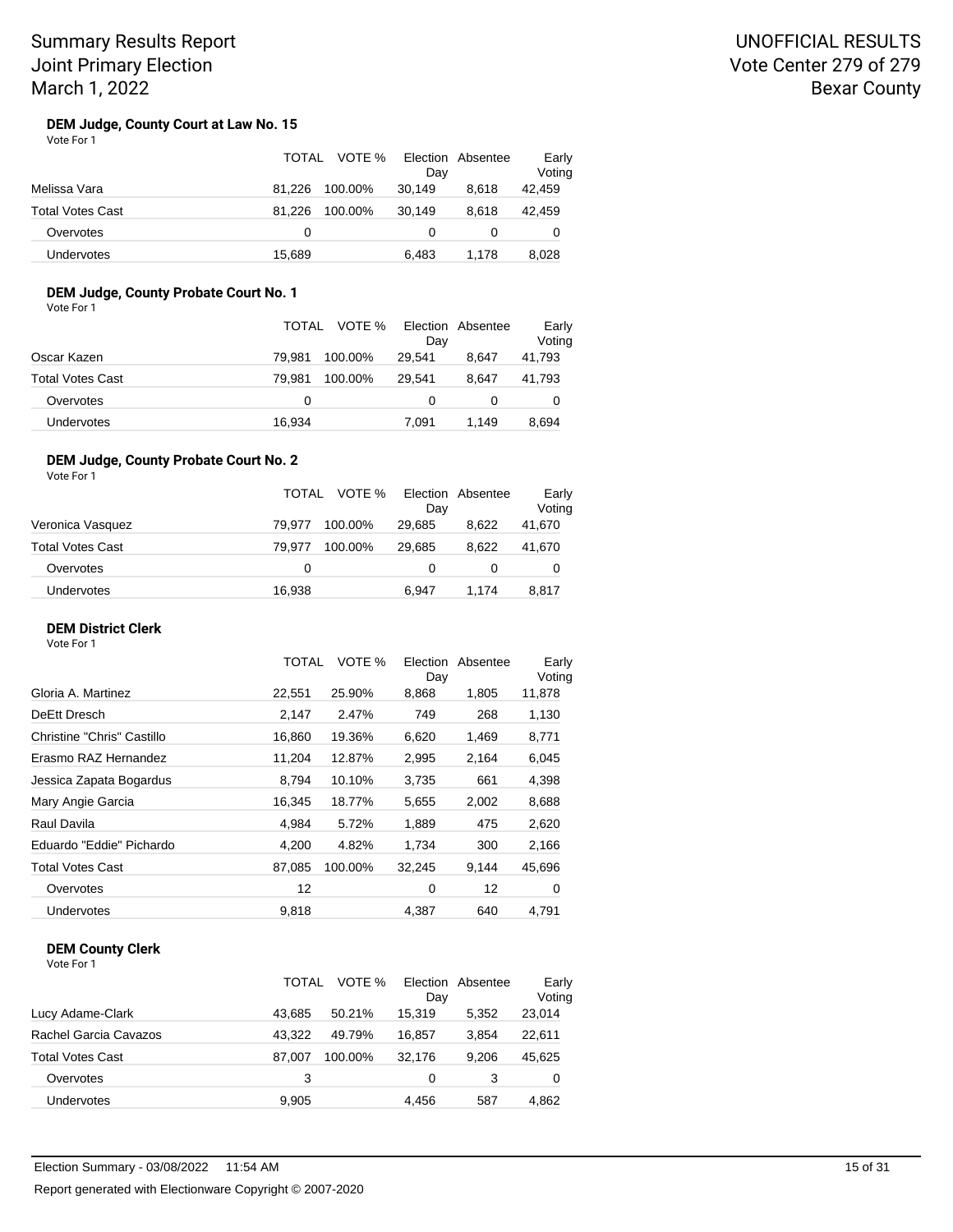Summary Results Report
Joint Primary Election
March 1, 2022

UNOFFICIAL RESULTS
Vote Center 279 of 279
Bexar County

### DEM Judge, County Court at Law No. 15

Vote For 1

| | TOTAL | VOTE % | Election Day | Absentee | Early Voting |
|---|---|---|---|---|---|
| Melissa Vara | 81,226 | 100.00% | 30,149 | 8,618 | 42,459 |
| Total Votes Cast | 81,226 | 100.00% | 30,149 | 8,618 | 42,459 |
| Overvotes | 0 | | 0 | 0 | 0 |
| Undervotes | 15,689 | | 6,483 | 1,178 | 8,028 |

### DEM Judge, County Probate Court No. 1

Vote For 1

| | TOTAL | VOTE % | Election Day | Absentee | Early Voting |
|---|---|---|---|---|---|
| Oscar Kazen | 79,981 | 100.00% | 29,541 | 8,647 | 41,793 |
| Total Votes Cast | 79,981 | 100.00% | 29,541 | 8,647 | 41,793 |
| Overvotes | 0 | | 0 | 0 | 0 |
| Undervotes | 16,934 | | 7,091 | 1,149 | 8,694 |

### DEM Judge, County Probate Court No. 2

Vote For 1

| | TOTAL | VOTE % | Election Day | Absentee | Early Voting |
|---|---|---|---|---|---|
| Veronica Vasquez | 79,977 | 100.00% | 29,685 | 8,622 | 41,670 |
| Total Votes Cast | 79,977 | 100.00% | 29,685 | 8,622 | 41,670 |
| Overvotes | 0 | | 0 | 0 | 0 |
| Undervotes | 16,938 | | 6,947 | 1,174 | 8,817 |

### DEM District Clerk

Vote For 1

| | TOTAL | VOTE % | Election Day | Absentee | Early Voting |
|---|---|---|---|---|---|
| Gloria A. Martinez | 22,551 | 25.90% | 8,868 | 1,805 | 11,878 |
| DeEtt Dresch | 2,147 | 2.47% | 749 | 268 | 1,130 |
| Christine "Chris" Castillo | 16,860 | 19.36% | 6,620 | 1,469 | 8,771 |
| Erasmo RAZ Hernandez | 11,204 | 12.87% | 2,995 | 2,164 | 6,045 |
| Jessica Zapata Bogardus | 8,794 | 10.10% | 3,735 | 661 | 4,398 |
| Mary Angie Garcia | 16,345 | 18.77% | 5,655 | 2,002 | 8,688 |
| Raul Davila | 4,984 | 5.72% | 1,889 | 475 | 2,620 |
| Eduardo "Eddie" Pichardo | 4,200 | 4.82% | 1,734 | 300 | 2,166 |
| Total Votes Cast | 87,085 | 100.00% | 32,245 | 9,144 | 45,696 |
| Overvotes | 12 | | 0 | 12 | 0 |
| Undervotes | 9,818 | | 4,387 | 640 | 4,791 |

### DEM County Clerk

Vote For 1

| | TOTAL | VOTE % | Election Day | Absentee | Early Voting |
|---|---|---|---|---|---|
| Lucy Adame-Clark | 43,685 | 50.21% | 15,319 | 5,352 | 23,014 |
| Rachel Garcia Cavazos | 43,322 | 49.79% | 16,857 | 3,854 | 22,611 |
| Total Votes Cast | 87,007 | 100.00% | 32,176 | 9,206 | 45,625 |
| Overvotes | 3 | | 0 | 3 | 0 |
| Undervotes | 9,905 | | 4,456 | 587 | 4,862 |

Election Summary - 03/08/2022 11:54 AM

Report generated with Electionware Copyright © 2007-2020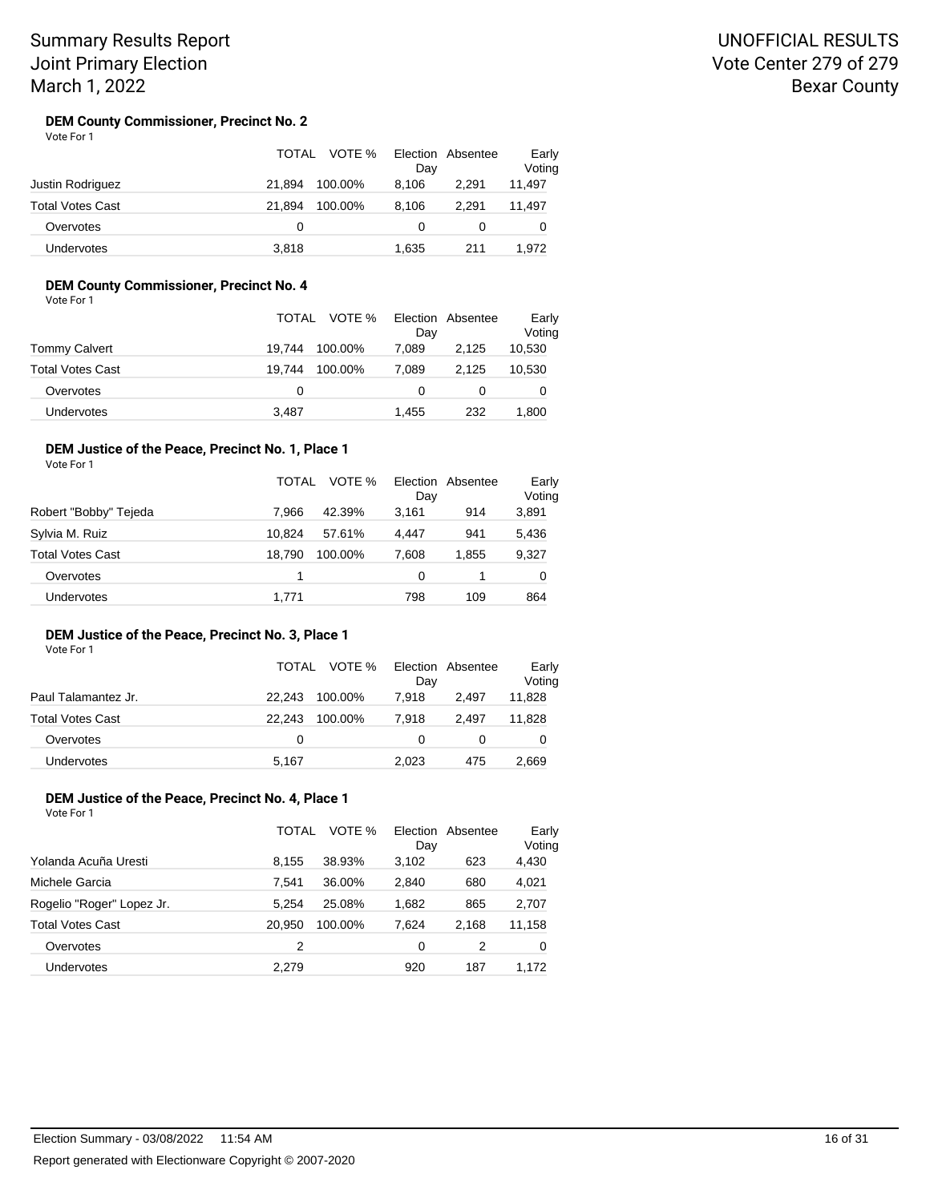**DEM County Commissioner, Precinct No. 2**

Vote For 1

| | TOTAL | VOTE % | Election Day | Absentee | Early Voting |
|---|---|---|---|---|---|
| Justin Rodriguez | 21,894 | 100.00% | 8,106 | 2,291 | 11,497 |
| Total Votes Cast | 21,894 | 100.00% | 8,106 | 2,291 | 11,497 |
| Overvotes | 0 | | 0 | 0 | 0 |
| Undervotes | 3,818 | | 1,635 | 211 | 1,972 |

**DEM County Commissioner, Precinct No. 4**

Vote For 1

| | TOTAL | VOTE % | Election Day | Absentee | Early Voting |
|---|---|---|---|---|---|
| Tommy Calvert | 19,744 | 100.00% | 7,089 | 2,125 | 10,530 |
| Total Votes Cast | 19,744 | 100.00% | 7,089 | 2,125 | 10,530 |
| Overvotes | 0 | | 0 | 0 | 0 |
| Undervotes | 3,487 | | 1,455 | 232 | 1,800 |

**DEM Justice of the Peace, Precinct No. 1, Place 1**

Vote For 1

| | TOTAL | VOTE % | Election Day | Absentee | Early Voting |
|---|---|---|---|---|---|
| Robert "Bobby" Tejeda | 7,966 | 42.39% | 3,161 | 914 | 3,891 |
| Sylvia M. Ruiz | 10,824 | 57.61% | 4,447 | 941 | 5,436 |
| Total Votes Cast | 18,790 | 100.00% | 7,608 | 1,855 | 9,327 |
| Overvotes | 1 | | 0 | 1 | 0 |
| Undervotes | 1,771 | | 798 | 109 | 864 |

**DEM Justice of the Peace, Precinct No. 3, Place 1**

Vote For 1

| | TOTAL | VOTE % | Election Day | Absentee | Early Voting |
|---|---|---|---|---|---|
| Paul Talamantez Jr. | 22,243 | 100.00% | 7,918 | 2,497 | 11,828 |
| Total Votes Cast | 22,243 | 100.00% | 7,918 | 2,497 | 11,828 |
| Overvotes | 0 | | 0 | 0 | 0 |
| Undervotes | 5,167 | | 2,023 | 475 | 2,669 |

**DEM Justice of the Peace, Precinct No. 4, Place 1**

Vote For 1

| | TOTAL | VOTE % | Election Day | Absentee | Early Voting |
|---|---|---|---|---|---|
| Yolanda Acuña Uresti | 8,155 | 38.93% | 3,102 | 623 | 4,430 |
| Michele Garcia | 7,541 | 36.00% | 2,840 | 680 | 4,021 |
| Rogelio "Roger" Lopez Jr. | 5,254 | 25.08% | 1,682 | 865 | 2,707 |
| Total Votes Cast | 20,950 | 100.00% | 7,624 | 2,168 | 11,158 |
| Overvotes | 2 | | 0 | 2 | 0 |
| Undervotes | 2,279 | | 920 | 187 | 1,172 |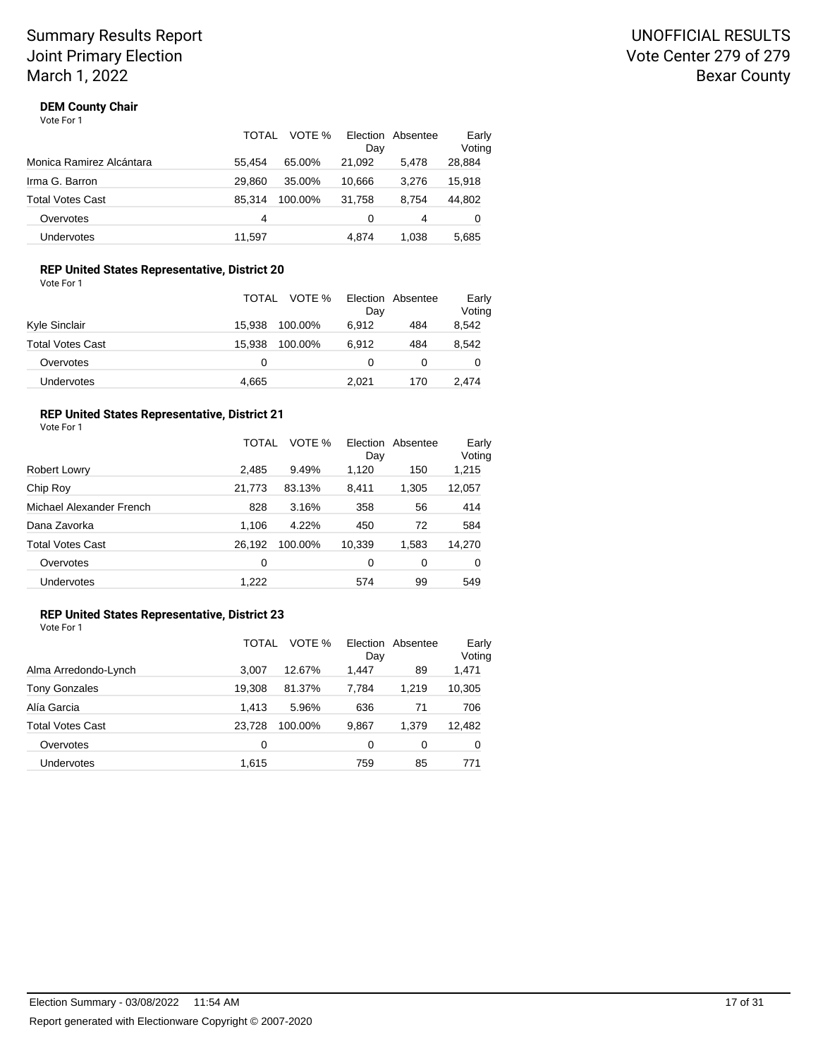Summary Results Report
Joint Primary Election
March 1, 2022

UNOFFICIAL RESULTS
Vote Center 279 of 279
Bexar County

### DEM County Chair

Vote For 1

| | TOTAL | VOTE % | Election Day | Absentee | Early Voting |
|---|---|---|---|---|---|
| Monica Ramirez Alcántara | 55,454 | 65.00% | 21,092 | 5,478 | 28,884 |
| Irma G. Barron | 29,860 | 35.00% | 10,666 | 3,276 | 15,918 |
| Total Votes Cast | 85,314 | 100.00% | 31,758 | 8,754 | 44,802 |
| Overvotes | 4 | | 0 | 4 | 0 |
| Undervotes | 11,597 | | 4,874 | 1,038 | 5,685 |

### REP United States Representative, District 20

Vote For 1

| | TOTAL | VOTE % | Election Day | Absentee | Early Voting |
|---|---|---|---|---|---|
| Kyle Sinclair | 15,938 | 100.00% | 6,912 | 484 | 8,542 |
| Total Votes Cast | 15,938 | 100.00% | 6,912 | 484 | 8,542 |
| Overvotes | 0 | | 0 | 0 | 0 |
| Undervotes | 4,665 | | 2,021 | 170 | 2,474 |

### REP United States Representative, District 21

Vote For 1

| | TOTAL | VOTE % | Election Day | Absentee | Early Voting |
|---|---|---|---|---|---|
| Robert Lowry | 2,485 | 9.49% | 1,120 | 150 | 1,215 |
| Chip Roy | 21,773 | 83.13% | 8,411 | 1,305 | 12,057 |
| Michael Alexander French | 828 | 3.16% | 358 | 56 | 414 |
| Dana Zavorka | 1,106 | 4.22% | 450 | 72 | 584 |
| Total Votes Cast | 26,192 | 100.00% | 10,339 | 1,583 | 14,270 |
| Overvotes | 0 | | 0 | 0 | 0 |
| Undervotes | 1,222 | | 574 | 99 | 549 |

### REP United States Representative, District 23

Vote For 1

| | TOTAL | VOTE % | Election Day | Absentee | Early Voting |
|---|---|---|---|---|---|
| Alma Arredondo-Lynch | 3,007 | 12.67% | 1,447 | 89 | 1,471 |
| Tony Gonzales | 19,308 | 81.37% | 7,784 | 1,219 | 10,305 |
| Alía Garcia | 1,413 | 5.96% | 636 | 71 | 706 |
| Total Votes Cast | 23,728 | 100.00% | 9,867 | 1,379 | 12,482 |
| Overvotes | 0 | | 0 | 0 | 0 |
| Undervotes | 1,615 | | 759 | 85 | 771 |

Election Summary - 03/08/2022 11:54 AM

Report generated with Electionware Copyright © 2007-2020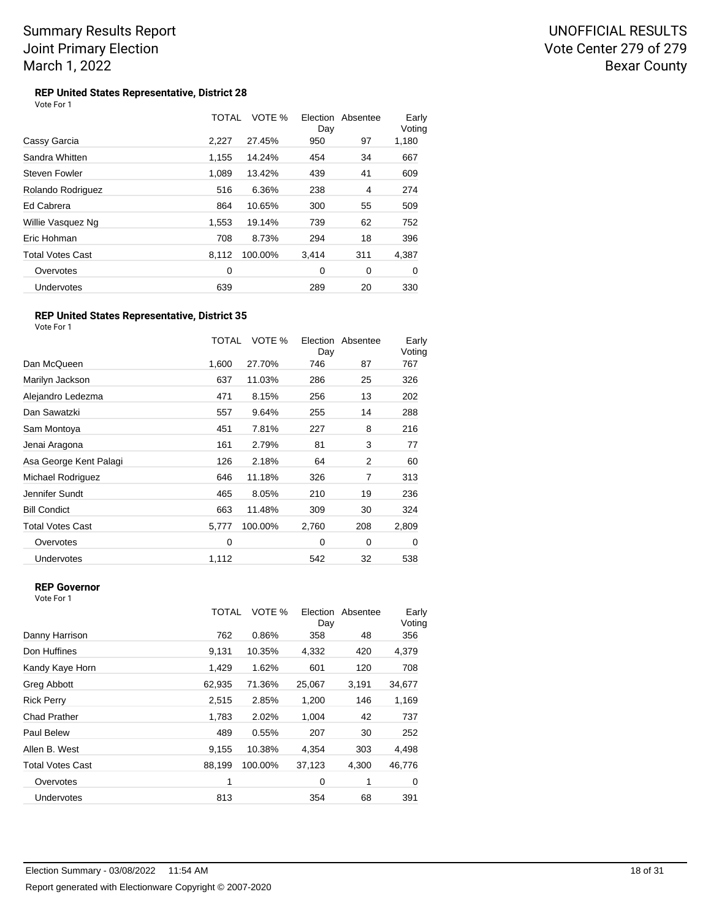Summary Results Report
Joint Primary Election
March 1, 2022

UNOFFICIAL RESULTS
Vote Center 279 of 279
Bexar County

### REP United States Representative, District 28

Vote For 1

| | TOTAL | VOTE % | Election Day | Absentee | Early Voting |
|---|---|---|---|---|---|
| Cassy Garcia | 2,227 | 27.45% | 950 | 97 | 1,180 |
| Sandra Whitten | 1,155 | 14.24% | 454 | 34 | 667 |
| Steven Fowler | 1,089 | 13.42% | 439 | 41 | 609 |
| Rolando Rodriguez | 516 | 6.36% | 238 | 4 | 274 |
| Ed Cabrera | 864 | 10.65% | 300 | 55 | 509 |
| Willie Vasquez Ng | 1,553 | 19.14% | 739 | 62 | 752 |
| Eric Hohman | 708 | 8.73% | 294 | 18 | 396 |
| Total Votes Cast | 8,112 | 100.00% | 3,414 | 311 | 4,387 |
| Overvotes | 0 | | 0 | 0 | 0 |
| Undervotes | 639 | | 289 | 20 | 330 |

### REP United States Representative, District 35

Vote For 1

| | TOTAL | VOTE % | Election Day | Absentee | Early Voting |
|---|---|---|---|---|---|
| Dan McQueen | 1,600 | 27.70% | 746 | 87 | 767 |
| Marilyn Jackson | 637 | 11.03% | 286 | 25 | 326 |
| Alejandro Ledezma | 471 | 8.15% | 256 | 13 | 202 |
| Dan Sawatzki | 557 | 9.64% | 255 | 14 | 288 |
| Sam Montoya | 451 | 7.81% | 227 | 8 | 216 |
| Jenai Aragona | 161 | 2.79% | 81 | 3 | 77 |
| Asa George Kent Palagi | 126 | 2.18% | 64 | 2 | 60 |
| Michael Rodriguez | 646 | 11.18% | 326 | 7 | 313 |
| Jennifer Sundt | 465 | 8.05% | 210 | 19 | 236 |
| Bill Condict | 663 | 11.48% | 309 | 30 | 324 |
| Total Votes Cast | 5,777 | 100.00% | 2,760 | 208 | 2,809 |
| Overvotes | 0 | | 0 | 0 | 0 |
| Undervotes | 1,112 | | 542 | 32 | 538 |

### REP Governor

Vote For 1

| | TOTAL | VOTE % | Election Day | Absentee | Early Voting |
|---|---|---|---|---|---|
| Danny Harrison | 762 | 0.86% | 358 | 48 | 356 |
| Don Huffines | 9,131 | 10.35% | 4,332 | 420 | 4,379 |
| Kandy Kaye Horn | 1,429 | 1.62% | 601 | 120 | 708 |
| Greg Abbott | 62,935 | 71.36% | 25,067 | 3,191 | 34,677 |
| Rick Perry | 2,515 | 2.85% | 1,200 | 146 | 1,169 |
| Chad Prather | 1,783 | 2.02% | 1,004 | 42 | 737 |
| Paul Belew | 489 | 0.55% | 207 | 30 | 252 |
| Allen B. West | 9,155 | 10.38% | 4,354 | 303 | 4,498 |
| Total Votes Cast | 88,199 | 100.00% | 37,123 | 4,300 | 46,776 |
| Overvotes | 1 | | 0 | 1 | 0 |
| Undervotes | 813 | | 354 | 68 | 391 |

Election Summary - 03/08/2022 11:54 AM

Report generated with Electionware Copyright © 2007-2020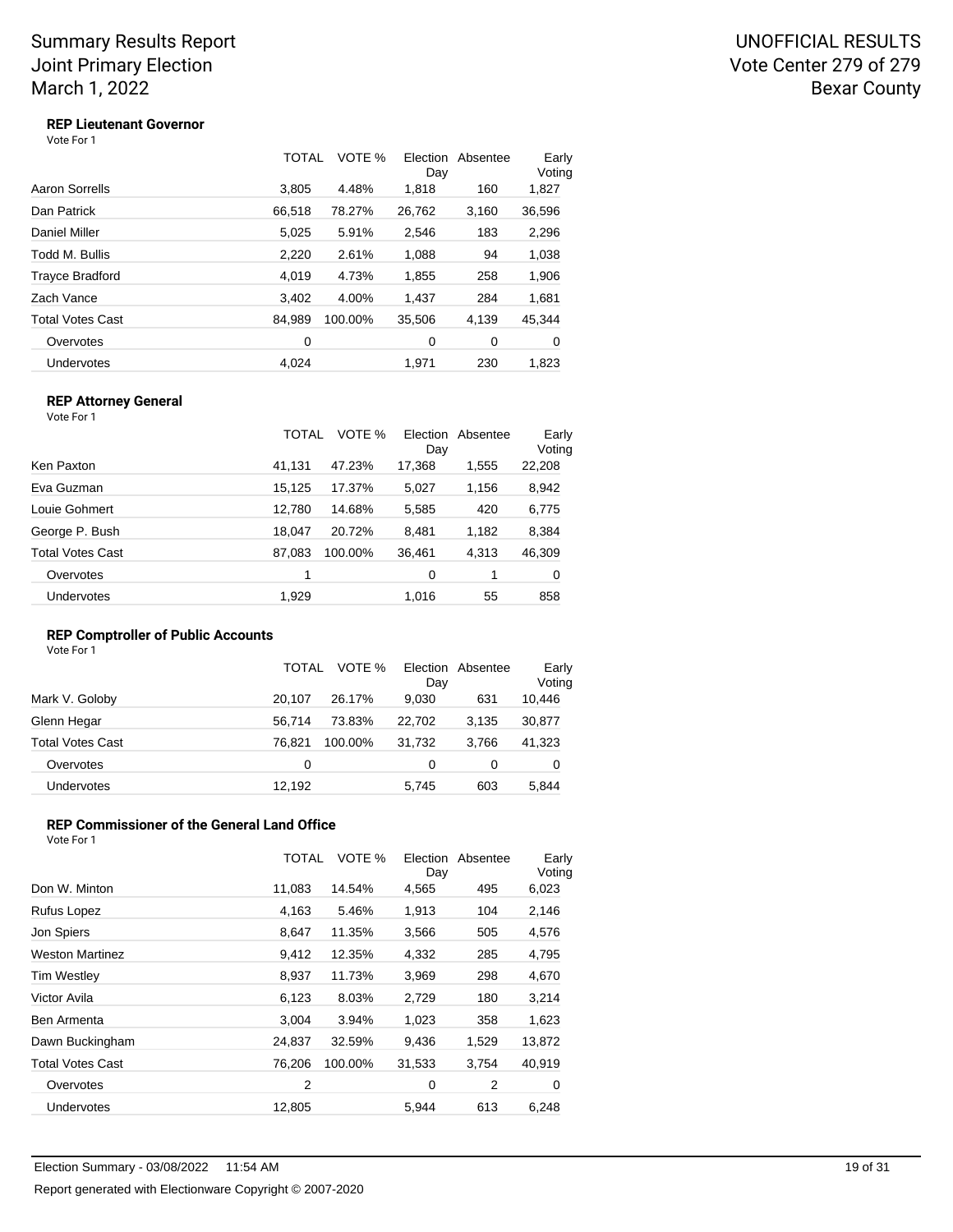Summary Results Report
Joint Primary Election
March 1, 2022

UNOFFICIAL RESULTS
Vote Center 279 of 279
Bexar County

### REP Lieutenant Governor

Vote For 1

| | TOTAL | VOTE % | Election Day | Absentee | Early Voting |
|---|---|---|---|---|---|
| Aaron Sorrells | 3,805 | 4.48% | 1,818 | 160 | 1,827 |
| Dan Patrick | 66,518 | 78.27% | 26,762 | 3,160 | 36,596 |
| Daniel Miller | 5,025 | 5.91% | 2,546 | 183 | 2,296 |
| Todd M. Bullis | 2,220 | 2.61% | 1,088 | 94 | 1,038 |
| Trayce Bradford | 4,019 | 4.73% | 1,855 | 258 | 1,906 |
| Zach Vance | 3,402 | 4.00% | 1,437 | 284 | 1,681 |
| Total Votes Cast | 84,989 | 100.00% | 35,506 | 4,139 | 45,344 |
| Overvotes | 0 | | 0 | 0 | 0 |
| Undervotes | 4,024 | | 1,971 | 230 | 1,823 |

### REP Attorney General

Vote For 1

| | TOTAL | VOTE % | Election Day | Absentee | Early Voting |
|---|---|---|---|---|---|
| Ken Paxton | 41,131 | 47.23% | 17,368 | 1,555 | 22,208 |
| Eva Guzman | 15,125 | 17.37% | 5,027 | 1,156 | 8,942 |
| Louie Gohmert | 12,780 | 14.68% | 5,585 | 420 | 6,775 |
| George P. Bush | 18,047 | 20.72% | 8,481 | 1,182 | 8,384 |
| Total Votes Cast | 87,083 | 100.00% | 36,461 | 4,313 | 46,309 |
| Overvotes | 1 | | 0 | 1 | 0 |
| Undervotes | 1,929 | | 1,016 | 55 | 858 |

### REP Comptroller of Public Accounts

Vote For 1

| | TOTAL | VOTE % | Election Day | Absentee | Early Voting |
|---|---|---|---|---|---|
| Mark V. Goloby | 20,107 | 26.17% | 9,030 | 631 | 10,446 |
| Glenn Hegar | 56,714 | 73.83% | 22,702 | 3,135 | 30,877 |
| Total Votes Cast | 76,821 | 100.00% | 31,732 | 3,766 | 41,323 |
| Overvotes | 0 | | 0 | 0 | 0 |
| Undervotes | 12,192 | | 5,745 | 603 | 5,844 |

### REP Commissioner of the General Land Office

Vote For 1

| | TOTAL | VOTE % | Election Day | Absentee | Early Voting |
|---|---|---|---|---|---|
| Don W. Minton | 11,083 | 14.54% | 4,565 | 495 | 6,023 |
| Rufus Lopez | 4,163 | 5.46% | 1,913 | 104 | 2,146 |
| Jon Spiers | 8,647 | 11.35% | 3,566 | 505 | 4,576 |
| Weston Martinez | 9,412 | 12.35% | 4,332 | 285 | 4,795 |
| Tim Westley | 8,937 | 11.73% | 3,969 | 298 | 4,670 |
| Victor Avila | 6,123 | 8.03% | 2,729 | 180 | 3,214 |
| Ben Armenta | 3,004 | 3.94% | 1,023 | 358 | 1,623 |
| Dawn Buckingham | 24,837 | 32.59% | 9,436 | 1,529 | 13,872 |
| Total Votes Cast | 76,206 | 100.00% | 31,533 | 3,754 | 40,919 |
| Overvotes | 2 | | 0 | 2 | 0 |
| Undervotes | 12,805 | | 5,944 | 613 | 6,248 |

Election Summary - 03/08/2022 11:54 AM

Report generated with Electionware Copyright © 2007-2020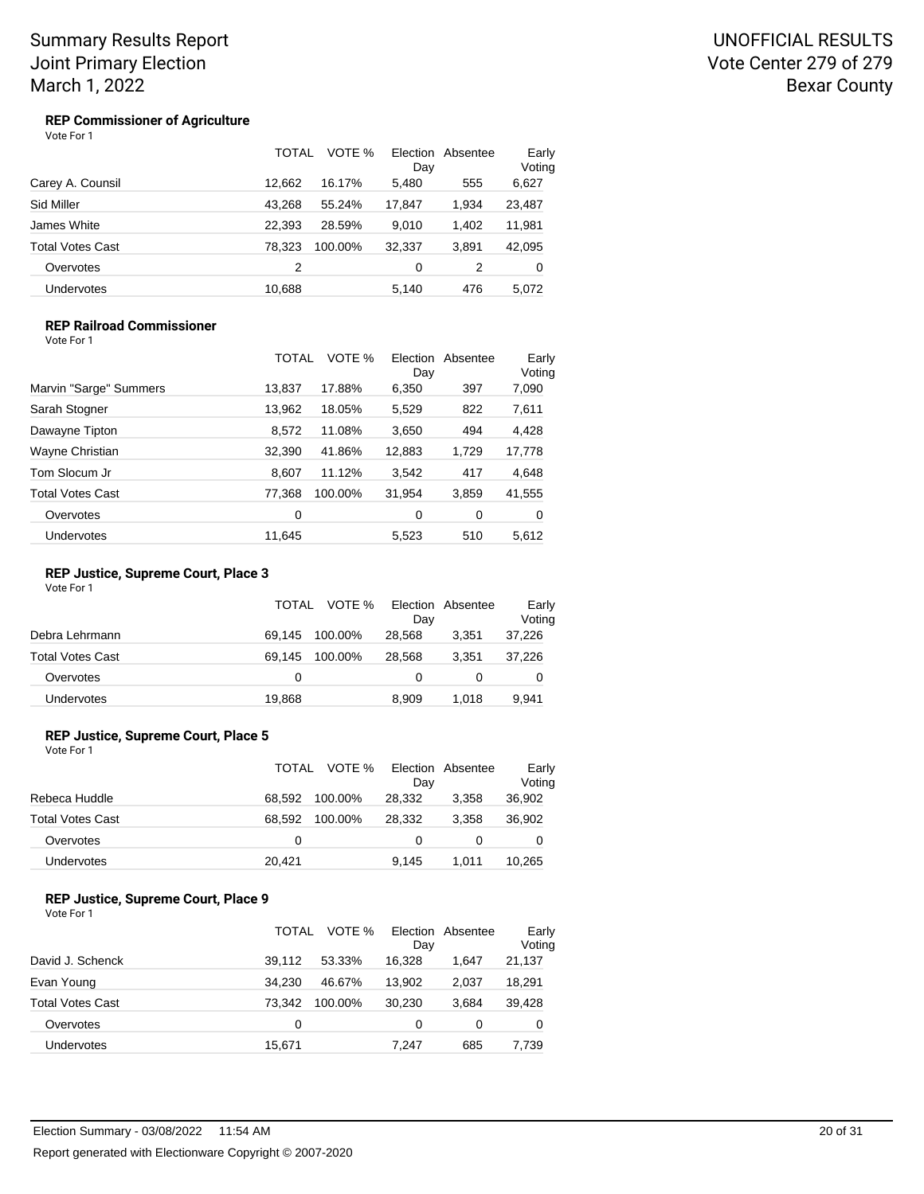# Summary Results Report
# Joint Primary Election
# March 1, 2022

UNOFFICIAL RESULTS
Vote Center 279 of 279
Bexar County

### REP Commissioner of Agriculture

Vote For 1

| | TOTAL | VOTE % | Election Day | Absentee | Early Voting |
|---|---|---|---|---|---|
| Carey A. Counsil | 12,662 | 16.17% | 5,480 | 555 | 6,627 |
| Sid Miller | 43,268 | 55.24% | 17,847 | 1,934 | 23,487 |
| James White | 22,393 | 28.59% | 9,010 | 1,402 | 11,981 |
| Total Votes Cast | 78,323 | 100.00% | 32,337 | 3,891 | 42,095 |
| Overvotes | 2 | | 0 | 2 | 0 |
| Undervotes | 10,688 | | 5,140 | 476 | 5,072 |

### REP Railroad Commissioner

Vote For 1

| | TOTAL | VOTE % | Election Day | Absentee | Early Voting |
|---|---|---|---|---|---|
| Marvin "Sarge" Summers | 13,837 | 17.88% | 6,350 | 397 | 7,090 |
| Sarah Stogner | 13,962 | 18.05% | 5,529 | 822 | 7,611 |
| Dawayne Tipton | 8,572 | 11.08% | 3,650 | 494 | 4,428 |
| Wayne Christian | 32,390 | 41.86% | 12,883 | 1,729 | 17,778 |
| Tom Slocum Jr | 8,607 | 11.12% | 3,542 | 417 | 4,648 |
| Total Votes Cast | 77,368 | 100.00% | 31,954 | 3,859 | 41,555 |
| Overvotes | 0 | | 0 | 0 | 0 |
| Undervotes | 11,645 | | 5,523 | 510 | 5,612 |

### REP Justice, Supreme Court, Place 3

Vote For 1

| | TOTAL | VOTE % | Election Day | Absentee | Early Voting |
|---|---|---|---|---|---|
| Debra Lehrmann | 69,145 | 100.00% | 28,568 | 3,351 | 37,226 |
| Total Votes Cast | 69,145 | 100.00% | 28,568 | 3,351 | 37,226 |
| Overvotes | 0 | | 0 | 0 | 0 |
| Undervotes | 19,868 | | 8,909 | 1,018 | 9,941 |

### REP Justice, Supreme Court, Place 5

Vote For 1

| | TOTAL | VOTE % | Election Day | Absentee | Early Voting |
|---|---|---|---|---|---|
| Rebeca Huddle | 68,592 | 100.00% | 28,332 | 3,358 | 36,902 |
| Total Votes Cast | 68,592 | 100.00% | 28,332 | 3,358 | 36,902 |
| Overvotes | 0 | | 0 | 0 | 0 |
| Undervotes | 20,421 | | 9,145 | 1,011 | 10,265 |

### REP Justice, Supreme Court, Place 9

Vote For 1

| | TOTAL | VOTE % | Election Day | Absentee | Early Voting |
|---|---|---|---|---|---|
| David J. Schenck | 39,112 | 53.33% | 16,328 | 1,647 | 21,137 |
| Evan Young | 34,230 | 46.67% | 13,902 | 2,037 | 18,291 |
| Total Votes Cast | 73,342 | 100.00% | 30,230 | 3,684 | 39,428 |
| Overvotes | 0 | | 0 | 0 | 0 |
| Undervotes | 15,671 | | 7,247 | 685 | 7,739 |

Election Summary - 03/08/2022 11:54 AM

Report generated with Electionware Copyright © 2007-2020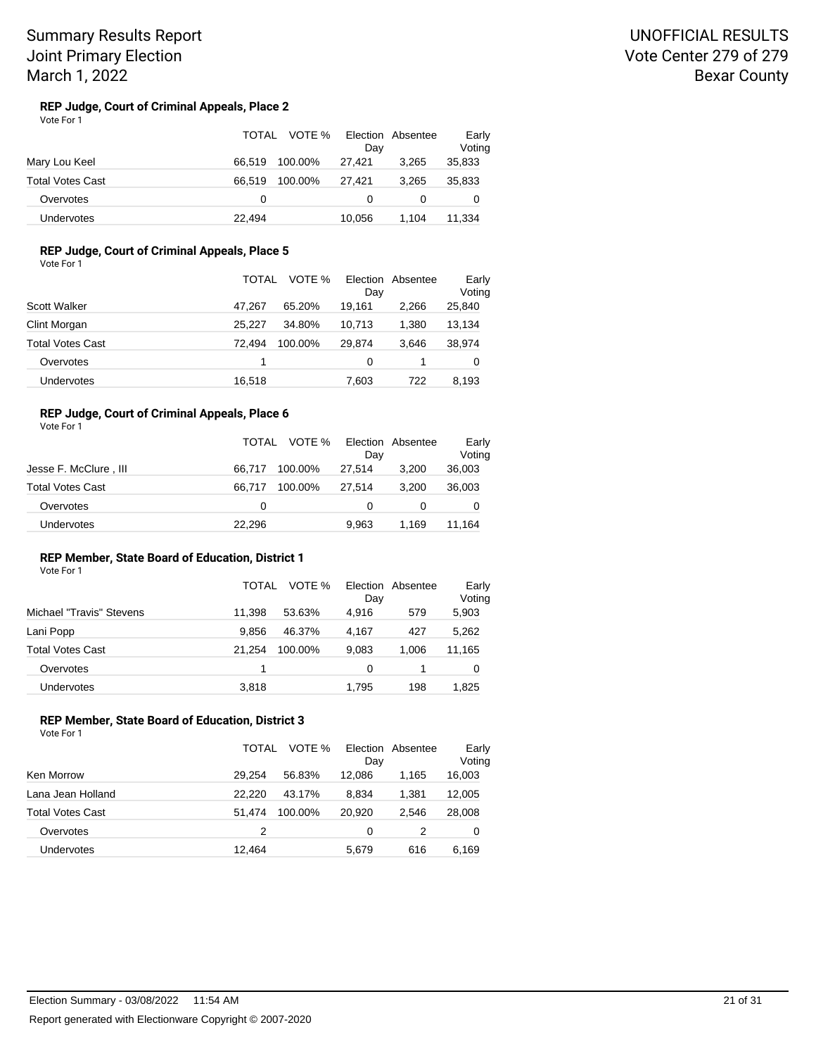Summary Results Report
Joint Primary Election
March 1, 2022

UNOFFICIAL RESULTS
Vote Center 279 of 279
Bexar County

### REP Judge, Court of Criminal Appeals, Place 2

Vote For 1

| | TOTAL | VOTE % | Election Day | Absentee | Early Voting |
|---|---|---|---|---|---|
| Mary Lou Keel | 66,519 | 100.00% | 27,421 | 3,265 | 35,833 |
| Total Votes Cast | 66,519 | 100.00% | 27,421 | 3,265 | 35,833 |
| Overvotes | 0 | | 0 | 0 | 0 |
| Undervotes | 22,494 | | 10,056 | 1,104 | 11,334 |

### REP Judge, Court of Criminal Appeals, Place 5

Vote For 1

| | TOTAL | VOTE % | Election Day | Absentee | Early Voting |
|---|---|---|---|---|---|
| Scott Walker | 47,267 | 65.20% | 19,161 | 2,266 | 25,840 |
| Clint Morgan | 25,227 | 34.80% | 10,713 | 1,380 | 13,134 |
| Total Votes Cast | 72,494 | 100.00% | 29,874 | 3,646 | 38,974 |
| Overvotes | 1 | | 0 | 1 | 0 |
| Undervotes | 16,518 | | 7,603 | 722 | 8,193 |

### REP Judge, Court of Criminal Appeals, Place 6

Vote For 1

| | TOTAL | VOTE % | Election Day | Absentee | Early Voting |
|---|---|---|---|---|---|
| Jesse F. McClure , III | 66,717 | 100.00% | 27,514 | 3,200 | 36,003 |
| Total Votes Cast | 66,717 | 100.00% | 27,514 | 3,200 | 36,003 |
| Overvotes | 0 | | 0 | 0 | 0 |
| Undervotes | 22,296 | | 9,963 | 1,169 | 11,164 |

### REP Member, State Board of Education, District 1

Vote For 1

| | TOTAL | VOTE % | Election Day | Absentee | Early Voting |
|---|---|---|---|---|---|
| Michael "Travis" Stevens | 11,398 | 53.63% | 4,916 | 579 | 5,903 |
| Lani Popp | 9,856 | 46.37% | 4,167 | 427 | 5,262 |
| Total Votes Cast | 21,254 | 100.00% | 9,083 | 1,006 | 11,165 |
| Overvotes | 1 | | 0 | 1 | 0 |
| Undervotes | 3,818 | | 1,795 | 198 | 1,825 |

### REP Member, State Board of Education, District 3

Vote For 1

| | TOTAL | VOTE % | Election Day | Absentee | Early Voting |
|---|---|---|---|---|---|
| Ken Morrow | 29,254 | 56.83% | 12,086 | 1,165 | 16,003 |
| Lana Jean Holland | 22,220 | 43.17% | 8,834 | 1,381 | 12,005 |
| Total Votes Cast | 51,474 | 100.00% | 20,920 | 2,546 | 28,008 |
| Overvotes | 2 | | 0 | 2 | 0 |
| Undervotes | 12,464 | | 5,679 | 616 | 6,169 |

Election Summary - 03/08/2022 11:54 AM

Report generated with Electionware Copyright © 2007-2020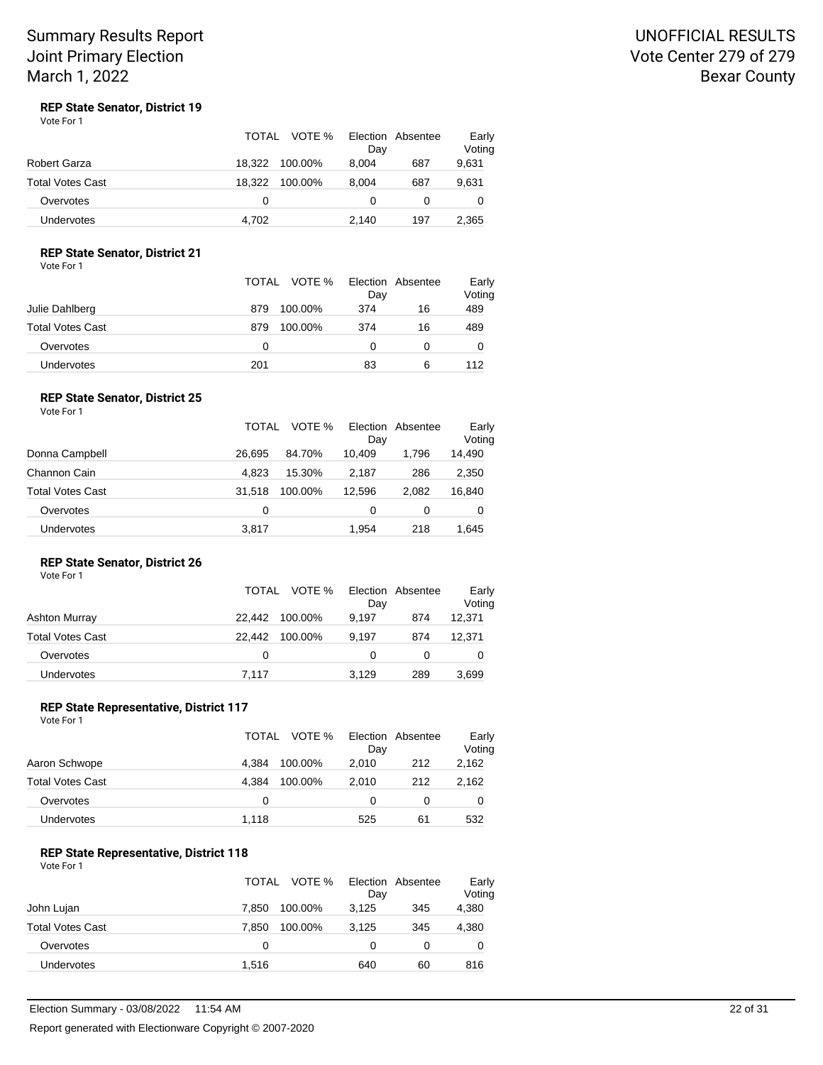Summary Results Report
Joint Primary Election
March 1, 2022

UNOFFICIAL RESULTS
Vote Center 279 of 279
Bexar County

### REP State Senator, District 19

Vote For 1

| | TOTAL | VOTE % | Election Day | Absentee | Early Voting |
|---|---|---|---|---|---|
| Robert Garza | 18,322 | 100.00% | 8,004 | 687 | 9,631 |
| Total Votes Cast | 18,322 | 100.00% | 8,004 | 687 | 9,631 |
| Overvotes | 0 | | 0 | 0 | 0 |
| Undervotes | 4,702 | | 2,140 | 197 | 2,365 |

### REP State Senator, District 21

Vote For 1

| | TOTAL | VOTE % | Election Day | Absentee | Early Voting |
|---|---|---|---|---|---|
| Julie Dahlberg | 879 | 100.00% | 374 | 16 | 489 |
| Total Votes Cast | 879 | 100.00% | 374 | 16 | 489 |
| Overvotes | 0 | | 0 | 0 | 0 |
| Undervotes | 201 | | 83 | 6 | 112 |

### REP State Senator, District 25

Vote For 1

| | TOTAL | VOTE % | Election Day | Absentee | Early Voting |
|---|---|---|---|---|---|
| Donna Campbell | 26,695 | 84.70% | 10,409 | 1,796 | 14,490 |
| Channon Cain | 4,823 | 15.30% | 2,187 | 286 | 2,350 |
| Total Votes Cast | 31,518 | 100.00% | 12,596 | 2,082 | 16,840 |
| Overvotes | 0 | | 0 | 0 | 0 |
| Undervotes | 3,817 | | 1,954 | 218 | 1,645 |

### REP State Senator, District 26

Vote For 1

| | TOTAL | VOTE % | Election Day | Absentee | Early Voting |
|---|---|---|---|---|---|
| Ashton Murray | 22,442 | 100.00% | 9,197 | 874 | 12,371 |
| Total Votes Cast | 22,442 | 100.00% | 9,197 | 874 | 12,371 |
| Overvotes | 0 | | 0 | 0 | 0 |
| Undervotes | 7,117 | | 3,129 | 289 | 3,699 |

### REP State Representative, District 117

Vote For 1

| | TOTAL | VOTE % | Election Day | Absentee | Early Voting |
|---|---|---|---|---|---|
| Aaron Schwope | 4,384 | 100.00% | 2,010 | 212 | 2,162 |
| Total Votes Cast | 4,384 | 100.00% | 2,010 | 212 | 2,162 |
| Overvotes | 0 | | 0 | 0 | 0 |
| Undervotes | 1,118 | | 525 | 61 | 532 |

### REP State Representative, District 118

Vote For 1

| | TOTAL | VOTE % | Election Day | Absentee | Early Voting |
|---|---|---|---|---|---|
| John Lujan | 7,850 | 100.00% | 3,125 | 345 | 4,380 |
| Total Votes Cast | 7,850 | 100.00% | 3,125 | 345 | 4,380 |
| Overvotes | 0 | | 0 | 0 | 0 |
| Undervotes | 1,516 | | 640 | 60 | 816 |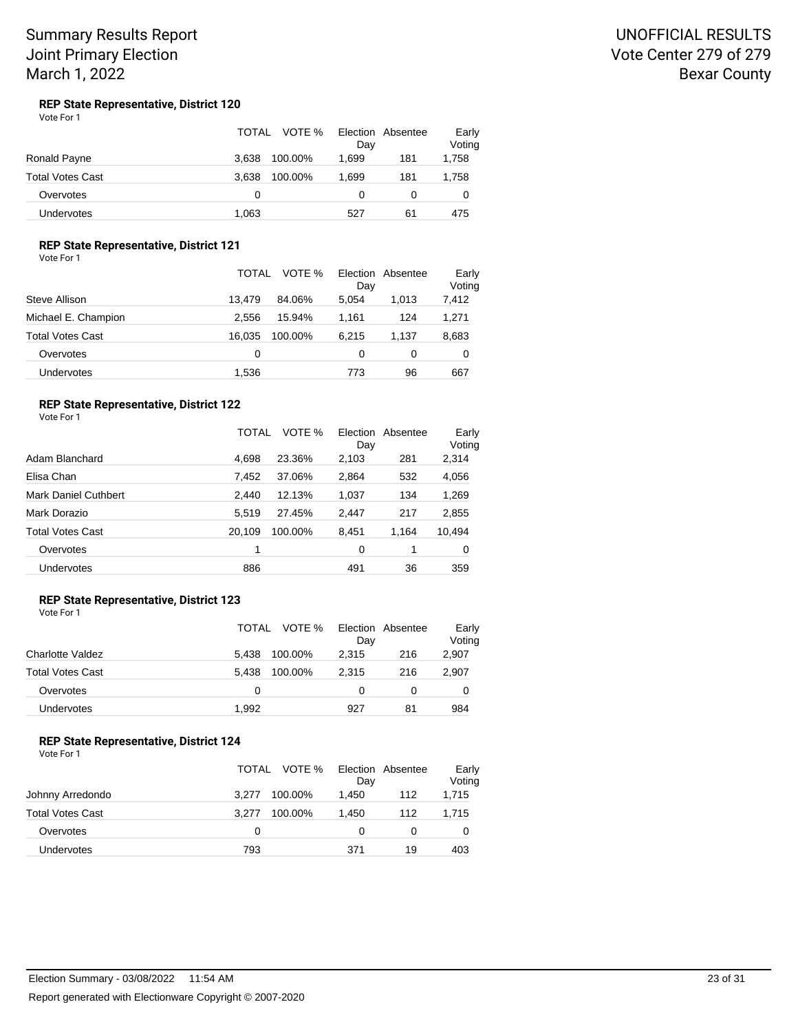### REP State Representative, District 120

Vote For 1

| | TOTAL | VOTE % | Election Day | Absentee | Early Voting |
|---|---|---|---|---|---|
| Ronald Payne | 3,638 | 100.00% | 1,699 | 181 | 1,758 |
| Total Votes Cast | 3,638 | 100.00% | 1,699 | 181 | 1,758 |
| Overvotes | 0 | | 0 | 0 | 0 |
| Undervotes | 1,063 | | 527 | 61 | 475 |

### REP State Representative, District 121

Vote For 1

| | TOTAL | VOTE % | Election Day | Absentee | Early Voting |
|---|---|---|---|---|---|
| Steve Allison | 13,479 | 84.06% | 5,054 | 1,013 | 7,412 |
| Michael E. Champion | 2,556 | 15.94% | 1,161 | 124 | 1,271 |
| Total Votes Cast | 16,035 | 100.00% | 6,215 | 1,137 | 8,683 |
| Overvotes | 0 | | 0 | 0 | 0 |
| Undervotes | 1,536 | | 773 | 96 | 667 |

### REP State Representative, District 122

Vote For 1

| | TOTAL | VOTE % | Election Day | Absentee | Early Voting |
|---|---|---|---|---|---|
| Adam Blanchard | 4,698 | 23.36% | 2,103 | 281 | 2,314 |
| Elisa Chan | 7,452 | 37.06% | 2,864 | 532 | 4,056 |
| Mark Daniel Cuthbert | 2,440 | 12.13% | 1,037 | 134 | 1,269 |
| Mark Dorazio | 5,519 | 27.45% | 2,447 | 217 | 2,855 |
| Total Votes Cast | 20,109 | 100.00% | 8,451 | 1,164 | 10,494 |
| Overvotes | 1 | | 0 | 1 | 0 |
| Undervotes | 886 | | 491 | 36 | 359 |

### REP State Representative, District 123

Vote For 1

| | TOTAL | VOTE % | Election Day | Absentee | Early Voting |
|---|---|---|---|---|---|
| Charlotte Valdez | 5,438 | 100.00% | 2,315 | 216 | 2,907 |
| Total Votes Cast | 5,438 | 100.00% | 2,315 | 216 | 2,907 |
| Overvotes | 0 | | 0 | 0 | 0 |
| Undervotes | 1,992 | | 927 | 81 | 984 |

### REP State Representative, District 124

Vote For 1

| | TOTAL | VOTE % | Election Day | Absentee | Early Voting |
|---|---|---|---|---|---|
| Johnny Arredondo | 3,277 | 100.00% | 1,450 | 112 | 1,715 |
| Total Votes Cast | 3,277 | 100.00% | 1,450 | 112 | 1,715 |
| Overvotes | 0 | | 0 | 0 | 0 |
| Undervotes | 793 | | 371 | 19 | 403 |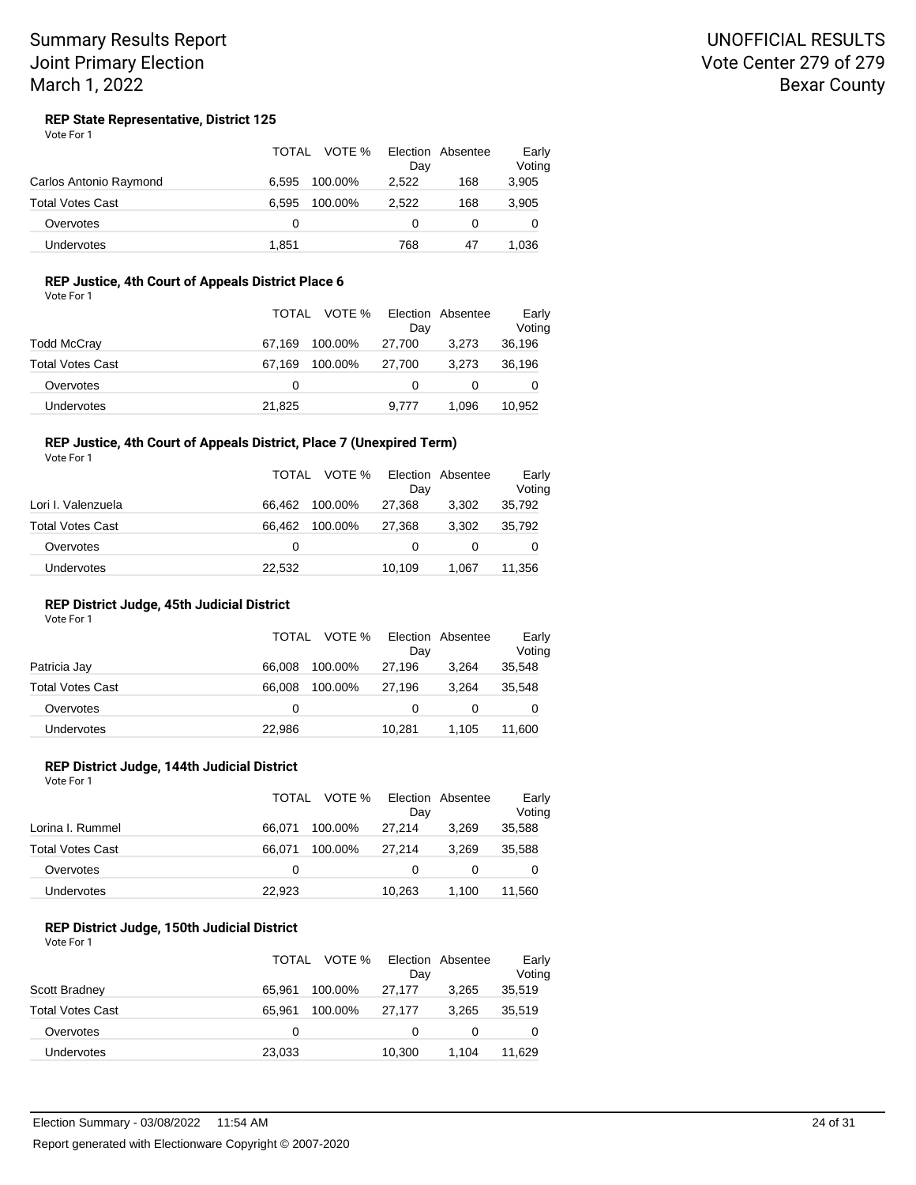Summary Results Report
Joint Primary Election
March 1, 2022

UNOFFICIAL RESULTS
Vote Center 279 of 279
Bexar County

### REP State Representative, District 125

Vote For 1

| | TOTAL | VOTE % | Election Day | Absentee | Early Voting |
|---|---|---|---|---|---|
| Carlos Antonio Raymond | 6,595 | 100.00% | 2,522 | 168 | 3,905 |
| Total Votes Cast | 6,595 | 100.00% | 2,522 | 168 | 3,905 |
| Overvotes | 0 | | 0 | 0 | 0 |
| Undervotes | 1,851 | | 768 | 47 | 1,036 |

### REP Justice, 4th Court of Appeals District Place 6

Vote For 1

| | TOTAL | VOTE % | Election Day | Absentee | Early Voting |
|---|---|---|---|---|---|
| Todd McCray | 67,169 | 100.00% | 27,700 | 3,273 | 36,196 |
| Total Votes Cast | 67,169 | 100.00% | 27,700 | 3,273 | 36,196 |
| Overvotes | 0 | | 0 | 0 | 0 |
| Undervotes | 21,825 | | 9,777 | 1,096 | 10,952 |

### REP Justice, 4th Court of Appeals District, Place 7 (Unexpired Term)

Vote For 1

| | TOTAL | VOTE % | Election Day | Absentee | Early Voting |
|---|---|---|---|---|---|
| Lori I. Valenzuela | 66,462 | 100.00% | 27,368 | 3,302 | 35,792 |
| Total Votes Cast | 66,462 | 100.00% | 27,368 | 3,302 | 35,792 |
| Overvotes | 0 | | 0 | 0 | 0 |
| Undervotes | 22,532 | | 10,109 | 1,067 | 11,356 |

### REP District Judge, 45th Judicial District

Vote For 1

| | TOTAL | VOTE % | Election Day | Absentee | Early Voting |
|---|---|---|---|---|---|
| Patricia Jay | 66,008 | 100.00% | 27,196 | 3,264 | 35,548 |
| Total Votes Cast | 66,008 | 100.00% | 27,196 | 3,264 | 35,548 |
| Overvotes | 0 | | 0 | 0 | 0 |
| Undervotes | 22,986 | | 10,281 | 1,105 | 11,600 |

### REP District Judge, 144th Judicial District

Vote For 1

| | TOTAL | VOTE % | Election Day | Absentee | Early Voting |
|---|---|---|---|---|---|
| Lorina I. Rummel | 66,071 | 100.00% | 27,214 | 3,269 | 35,588 |
| Total Votes Cast | 66,071 | 100.00% | 27,214 | 3,269 | 35,588 |
| Overvotes | 0 | | 0 | 0 | 0 |
| Undervotes | 22,923 | | 10,263 | 1,100 | 11,560 |

### REP District Judge, 150th Judicial District

Vote For 1

| | TOTAL | VOTE % | Election Day | Absentee | Early Voting |
|---|---|---|---|---|---|
| Scott Bradney | 65,961 | 100.00% | 27,177 | 3,265 | 35,519 |
| Total Votes Cast | 65,961 | 100.00% | 27,177 | 3,265 | 35,519 |
| Overvotes | 0 | | 0 | 0 | 0 |
| Undervotes | 23,033 | | 10,300 | 1,104 | 11,629 |

Election Summary - 03/08/2022 11:54 AM

Report generated with Electionware Copyright © 2007-2020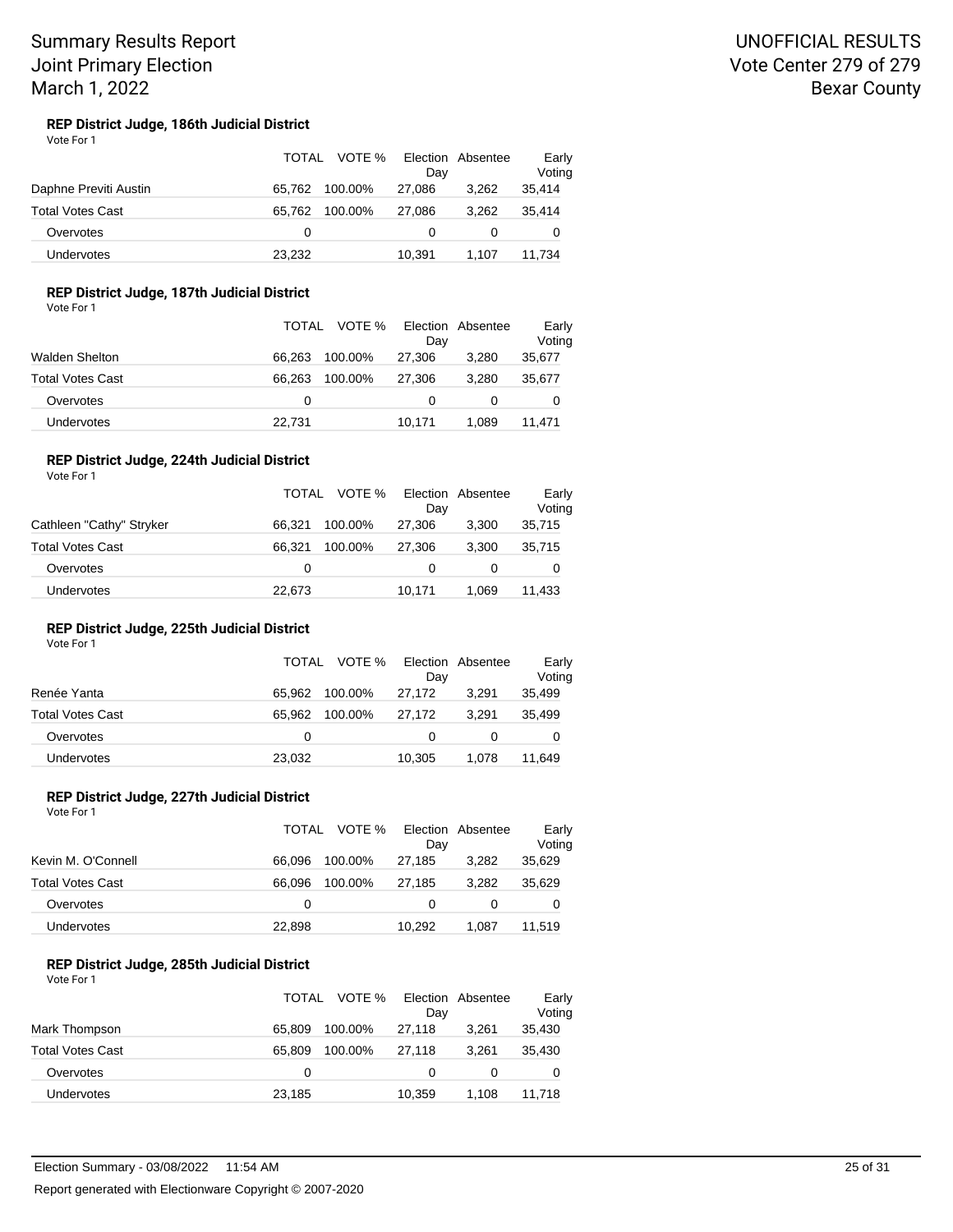**REP District Judge, 186th Judicial District**

Vote For 1

| | TOTAL | VOTE % | Election Day | Absentee | Early Voting |
|---|---|---|---|---|---|
| Daphne Previti Austin | 65,762 | 100.00% | 27,086 | 3,262 | 35,414 |
| Total Votes Cast | 65,762 | 100.00% | 27,086 | 3,262 | 35,414 |
| Overvotes | 0 | | 0 | 0 | 0 |
| Undervotes | 23,232 | | 10,391 | 1,107 | 11,734 |

**REP District Judge, 187th Judicial District**

Vote For 1

| | TOTAL | VOTE % | Election Day | Absentee | Early Voting |
|---|---|---|---|---|---|
| Walden Shelton | 66,263 | 100.00% | 27,306 | 3,280 | 35,677 |
| Total Votes Cast | 66,263 | 100.00% | 27,306 | 3,280 | 35,677 |
| Overvotes | 0 | | 0 | 0 | 0 |
| Undervotes | 22,731 | | 10,171 | 1,089 | 11,471 |

**REP District Judge, 224th Judicial District**

Vote For 1

| | TOTAL | VOTE % | Election Day | Absentee | Early Voting |
|---|---|---|---|---|---|
| Cathleen "Cathy" Stryker | 66,321 | 100.00% | 27,306 | 3,300 | 35,715 |
| Total Votes Cast | 66,321 | 100.00% | 27,306 | 3,300 | 35,715 |
| Overvotes | 0 | | 0 | 0 | 0 |
| Undervotes | 22,673 | | 10,171 | 1,069 | 11,433 |

**REP District Judge, 225th Judicial District**

Vote For 1

| | TOTAL | VOTE % | Election Day | Absentee | Early Voting |
|---|---|---|---|---|---|
| Renée Yanta | 65,962 | 100.00% | 27,172 | 3,291 | 35,499 |
| Total Votes Cast | 65,962 | 100.00% | 27,172 | 3,291 | 35,499 |
| Overvotes | 0 | | 0 | 0 | 0 |
| Undervotes | 23,032 | | 10,305 | 1,078 | 11,649 |

**REP District Judge, 227th Judicial District**

Vote For 1

| | TOTAL | VOTE % | Election Day | Absentee | Early Voting |
|---|---|---|---|---|---|
| Kevin M. O'Connell | 66,096 | 100.00% | 27,185 | 3,282 | 35,629 |
| Total Votes Cast | 66,096 | 100.00% | 27,185 | 3,282 | 35,629 |
| Overvotes | 0 | | 0 | 0 | 0 |
| Undervotes | 22,898 | | 10,292 | 1,087 | 11,519 |

**REP District Judge, 285th Judicial District**

Vote For 1

| | TOTAL | VOTE % | Election Day | Absentee | Early Voting |
|---|---|---|---|---|---|
| Mark Thompson | 65,809 | 100.00% | 27,118 | 3,261 | 35,430 |
| Total Votes Cast | 65,809 | 100.00% | 27,118 | 3,261 | 35,430 |
| Overvotes | 0 | | 0 | 0 | 0 |
| Undervotes | 23,185 | | 10,359 | 1,108 | 11,718 |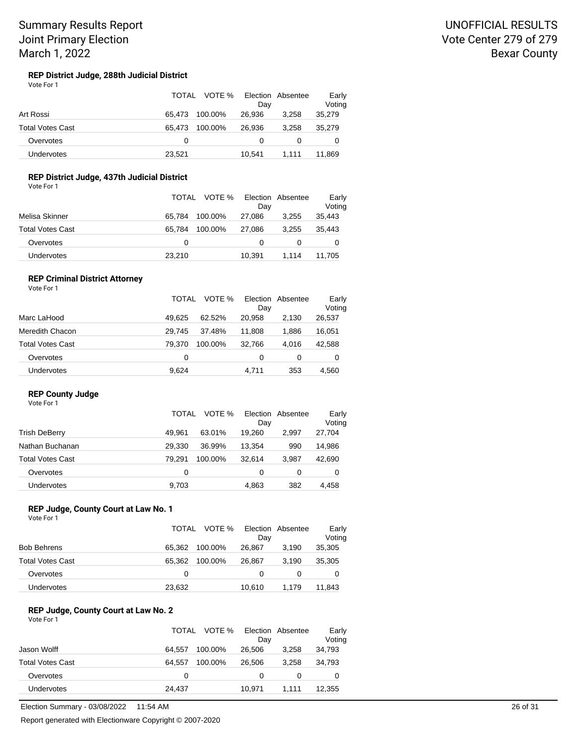Summary Results Report
Joint Primary Election
March 1, 2022

UNOFFICIAL RESULTS
Vote Center 279 of 279
Bexar County

### REP District Judge, 288th Judicial District

Vote For 1

| | TOTAL | VOTE % | Election Day | Absentee | Early Voting |
|---|---|---|---|---|---|
| Art Rossi | 65,473 | 100.00% | 26,936 | 3,258 | 35,279 |
| Total Votes Cast | 65,473 | 100.00% | 26,936 | 3,258 | 35,279 |
| Overvotes | 0 | | 0 | 0 | 0 |
| Undervotes | 23,521 | | 10,541 | 1,111 | 11,869 |

### REP District Judge, 437th Judicial District

Vote For 1

| | TOTAL | VOTE % | Election Day | Absentee | Early Voting |
|---|---|---|---|---|---|
| Melisa Skinner | 65,784 | 100.00% | 27,086 | 3,255 | 35,443 |
| Total Votes Cast | 65,784 | 100.00% | 27,086 | 3,255 | 35,443 |
| Overvotes | 0 | | 0 | 0 | 0 |
| Undervotes | 23,210 | | 10,391 | 1,114 | 11,705 |

### REP Criminal District Attorney

Vote For 1

| | TOTAL | VOTE % | Election Day | Absentee | Early Voting |
|---|---|---|---|---|---|
| Marc LaHood | 49,625 | 62.52% | 20,958 | 2,130 | 26,537 |
| Meredith Chacon | 29,745 | 37.48% | 11,808 | 1,886 | 16,051 |
| Total Votes Cast | 79,370 | 100.00% | 32,766 | 4,016 | 42,588 |
| Overvotes | 0 | | 0 | 0 | 0 |
| Undervotes | 9,624 | | 4,711 | 353 | 4,560 |

### REP County Judge

Vote For 1

| | TOTAL | VOTE % | Election Day | Absentee | Early Voting |
|---|---|---|---|---|---|
| Trish DeBerry | 49,961 | 63.01% | 19,260 | 2,997 | 27,704 |
| Nathan Buchanan | 29,330 | 36.99% | 13,354 | 990 | 14,986 |
| Total Votes Cast | 79,291 | 100.00% | 32,614 | 3,987 | 42,690 |
| Overvotes | 0 | | 0 | 0 | 0 |
| Undervotes | 9,703 | | 4,863 | 382 | 4,458 |

### REP Judge, County Court at Law No. 1

Vote For 1

| | TOTAL | VOTE % | Election Day | Absentee | Early Voting |
|---|---|---|---|---|---|
| Bob Behrens | 65,362 | 100.00% | 26,867 | 3,190 | 35,305 |
| Total Votes Cast | 65,362 | 100.00% | 26,867 | 3,190 | 35,305 |
| Overvotes | 0 | | 0 | 0 | 0 |
| Undervotes | 23,632 | | 10,610 | 1,179 | 11,843 |

### REP Judge, County Court at Law No. 2

Vote For 1

| | TOTAL | VOTE % | Election Day | Absentee | Early Voting |
|---|---|---|---|---|---|
| Jason Wolff | 64,557 | 100.00% | 26,506 | 3,258 | 34,793 |
| Total Votes Cast | 64,557 | 100.00% | 26,506 | 3,258 | 34,793 |
| Overvotes | 0 | | 0 | 0 | 0 |
| Undervotes | 24,437 | | 10,971 | 1,111 | 12,355 |

Election Summary - 03/08/2022 11:54 AM

Report generated with Electionware Copyright © 2007-2020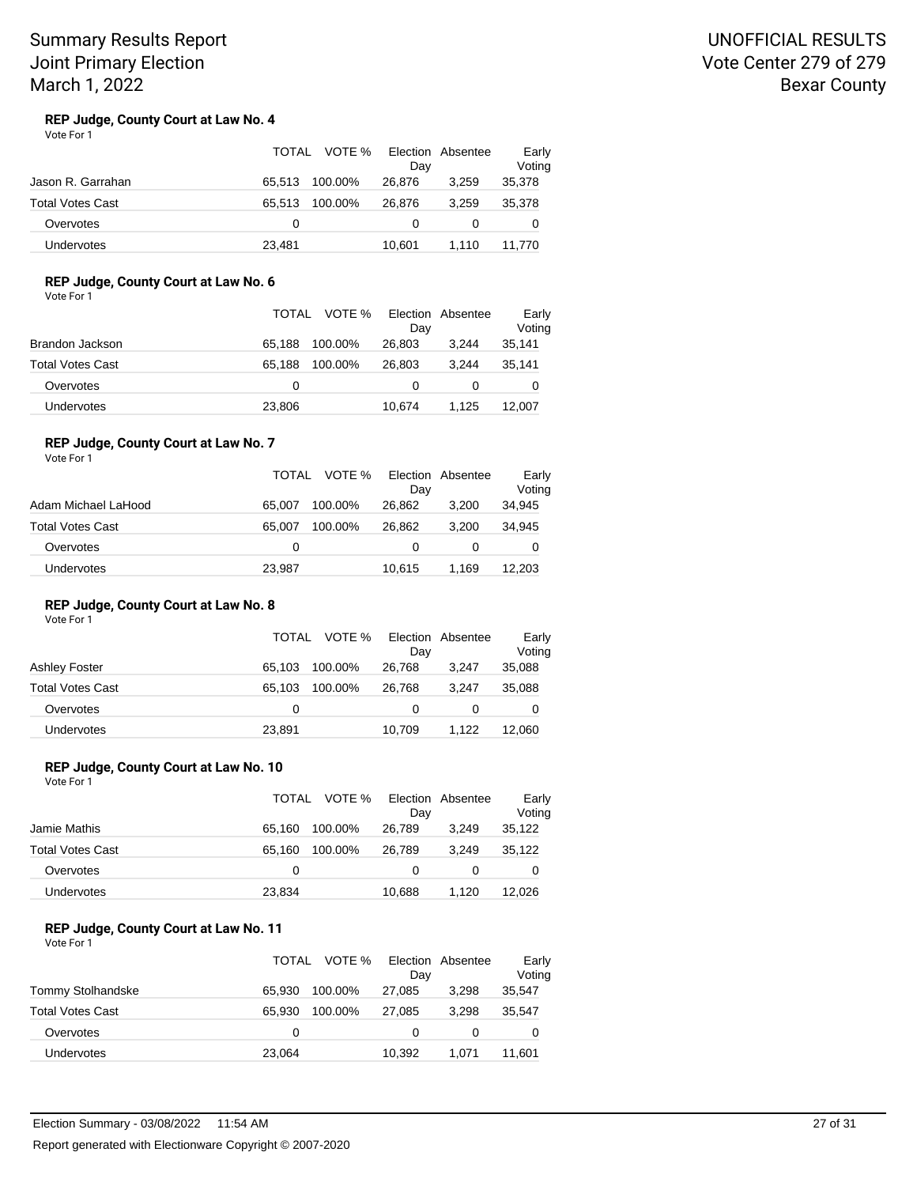# Summary Results Report
# Joint Primary Election
# March 1, 2022

UNOFFICIAL RESULTS
Vote Center 279 of 279
Bexar County

### REP Judge, County Court at Law No. 4

Vote For 1

| | TOTAL | VOTE % | Election Day | Absentee | Early Voting |
|---|---|---|---|---|---|
| Jason R. Garrahan | 65,513 | 100.00% | 26,876 | 3,259 | 35,378 |
| Total Votes Cast | 65,513 | 100.00% | 26,876 | 3,259 | 35,378 |
| Overvotes | 0 | | 0 | 0 | 0 |
| Undervotes | 23,481 | | 10,601 | 1,110 | 11,770 |

### REP Judge, County Court at Law No. 6

Vote For 1

| | TOTAL | VOTE % | Election Day | Absentee | Early Voting |
|---|---|---|---|---|---|
| Brandon Jackson | 65,188 | 100.00% | 26,803 | 3,244 | 35,141 |
| Total Votes Cast | 65,188 | 100.00% | 26,803 | 3,244 | 35,141 |
| Overvotes | 0 | | 0 | 0 | 0 |
| Undervotes | 23,806 | | 10,674 | 1,125 | 12,007 |

### REP Judge, County Court at Law No. 7

Vote For 1

| | TOTAL | VOTE % | Election Day | Absentee | Early Voting |
|---|---|---|---|---|---|
| Adam Michael LaHood | 65,007 | 100.00% | 26,862 | 3,200 | 34,945 |
| Total Votes Cast | 65,007 | 100.00% | 26,862 | 3,200 | 34,945 |
| Overvotes | 0 | | 0 | 0 | 0 |
| Undervotes | 23,987 | | 10,615 | 1,169 | 12,203 |

### REP Judge, County Court at Law No. 8

Vote For 1

| | TOTAL | VOTE % | Election Day | Absentee | Early Voting |
|---|---|---|---|---|---|
| Ashley Foster | 65,103 | 100.00% | 26,768 | 3,247 | 35,088 |
| Total Votes Cast | 65,103 | 100.00% | 26,768 | 3,247 | 35,088 |
| Overvotes | 0 | | 0 | 0 | 0 |
| Undervotes | 23,891 | | 10,709 | 1,122 | 12,060 |

### REP Judge, County Court at Law No. 10

Vote For 1

| | TOTAL | VOTE % | Election Day | Absentee | Early Voting |
|---|---|---|---|---|---|
| Jamie Mathis | 65,160 | 100.00% | 26,789 | 3,249 | 35,122 |
| Total Votes Cast | 65,160 | 100.00% | 26,789 | 3,249 | 35,122 |
| Overvotes | 0 | | 0 | 0 | 0 |
| Undervotes | 23,834 | | 10,688 | 1,120 | 12,026 |

### REP Judge, County Court at Law No. 11

Vote For 1

| | TOTAL | VOTE % | Election Day | Absentee | Early Voting |
|---|---|---|---|---|---|
| Tommy Stolhandske | 65,930 | 100.00% | 27,085 | 3,298 | 35,547 |
| Total Votes Cast | 65,930 | 100.00% | 27,085 | 3,298 | 35,547 |
| Overvotes | 0 | | 0 | 0 | 0 |
| Undervotes | 23,064 | | 10,392 | 1,071 | 11,601 |

Election Summary - 03/08/2022 11:54 AM

Report generated with Electionware Copyright © 2007-2020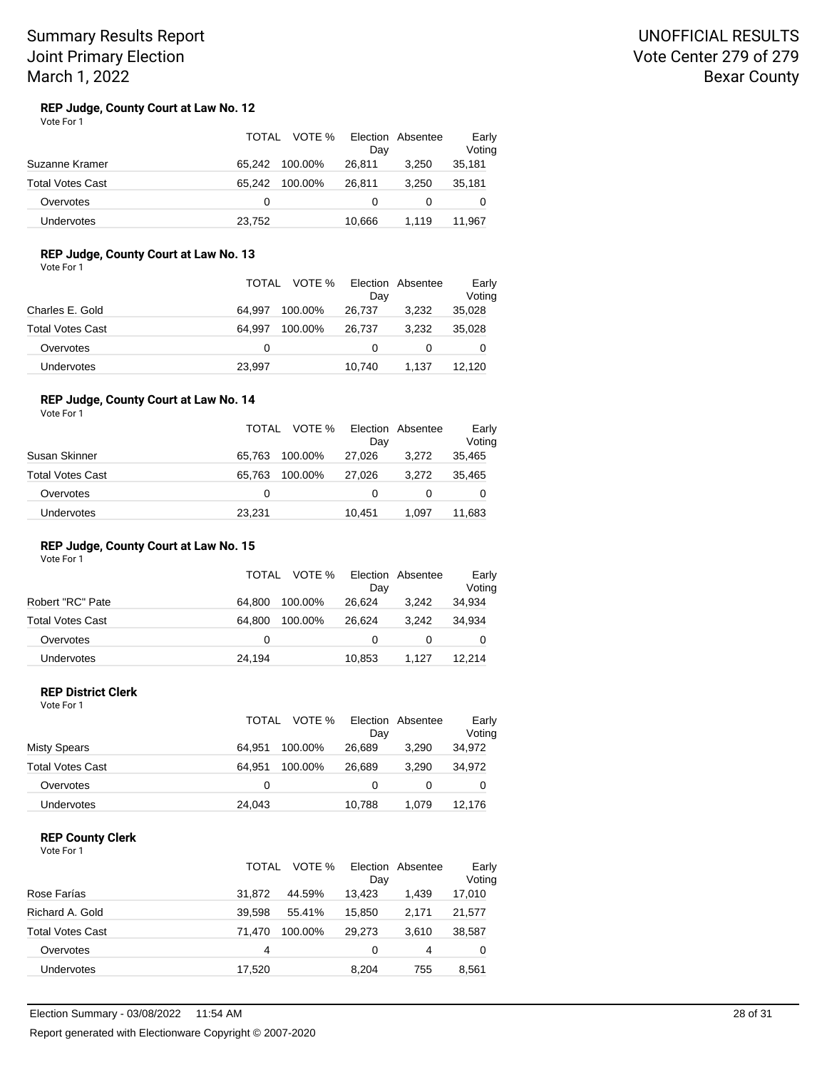Summary Results Report
Joint Primary Election
March 1, 2022

UNOFFICIAL RESULTS
Vote Center 279 of 279
Bexar County

### REP Judge, County Court at Law No. 12

Vote For 1

| | TOTAL | VOTE % | Election Day | Absentee | Early Voting |
|---|---|---|---|---|---|
| Suzanne Kramer | 65,242 | 100.00% | 26,811 | 3,250 | 35,181 |
| Total Votes Cast | 65,242 | 100.00% | 26,811 | 3,250 | 35,181 |
| Overvotes | 0 | | 0 | 0 | 0 |
| Undervotes | 23,752 | | 10,666 | 1,119 | 11,967 |

### REP Judge, County Court at Law No. 13

Vote For 1

| | TOTAL | VOTE % | Election Day | Absentee | Early Voting |
|---|---|---|---|---|---|
| Charles E. Gold | 64,997 | 100.00% | 26,737 | 3,232 | 35,028 |
| Total Votes Cast | 64,997 | 100.00% | 26,737 | 3,232 | 35,028 |
| Overvotes | 0 | | 0 | 0 | 0 |
| Undervotes | 23,997 | | 10,740 | 1,137 | 12,120 |

### REP Judge, County Court at Law No. 14

Vote For 1

| | TOTAL | VOTE % | Election Day | Absentee | Early Voting |
|---|---|---|---|---|---|
| Susan Skinner | 65,763 | 100.00% | 27,026 | 3,272 | 35,465 |
| Total Votes Cast | 65,763 | 100.00% | 27,026 | 3,272 | 35,465 |
| Overvotes | 0 | | 0 | 0 | 0 |
| Undervotes | 23,231 | | 10,451 | 1,097 | 11,683 |

### REP Judge, County Court at Law No. 15

Vote For 1

| | TOTAL | VOTE % | Election Day | Absentee | Early Voting |
|---|---|---|---|---|---|
| Robert "RC" Pate | 64,800 | 100.00% | 26,624 | 3,242 | 34,934 |
| Total Votes Cast | 64,800 | 100.00% | 26,624 | 3,242 | 34,934 |
| Overvotes | 0 | | 0 | 0 | 0 |
| Undervotes | 24,194 | | 10,853 | 1,127 | 12,214 |

### REP District Clerk

Vote For 1

| | TOTAL | VOTE % | Election Day | Absentee | Early Voting |
|---|---|---|---|---|---|
| Misty Spears | 64,951 | 100.00% | 26,689 | 3,290 | 34,972 |
| Total Votes Cast | 64,951 | 100.00% | 26,689 | 3,290 | 34,972 |
| Overvotes | 0 | | 0 | 0 | 0 |
| Undervotes | 24,043 | | 10,788 | 1,079 | 12,176 |

### REP County Clerk

Vote For 1

| | TOTAL | VOTE % | Election Day | Absentee | Early Voting |
|---|---|---|---|---|---|
| Rose Farías | 31,872 | 44.59% | 13,423 | 1,439 | 17,010 |
| Richard A. Gold | 39,598 | 55.41% | 15,850 | 2,171 | 21,577 |
| Total Votes Cast | 71,470 | 100.00% | 29,273 | 3,610 | 38,587 |
| Overvotes | 4 | | 0 | 4 | 0 |
| Undervotes | 17,520 | | 8,204 | 755 | 8,561 |

Election Summary - 03/08/2022 11:54 AM

Report generated with Electionware Copyright © 2007-2020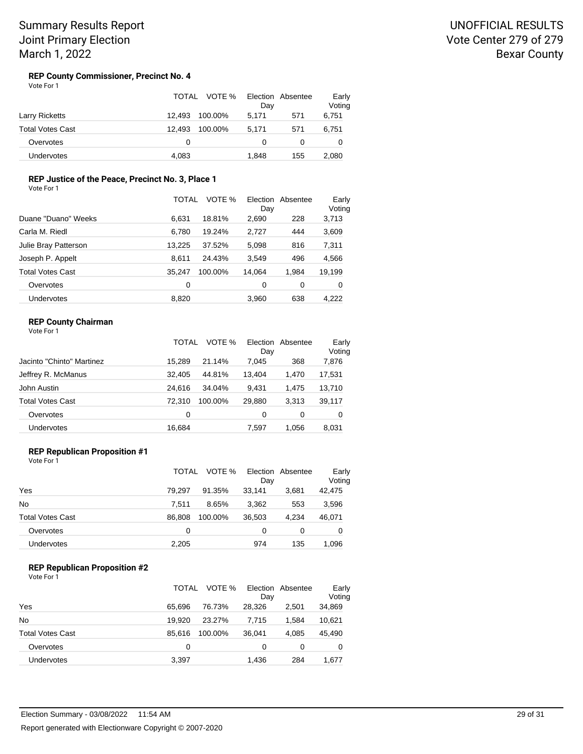Summary Results Report
Joint Primary Election
March 1, 2022

UNOFFICIAL RESULTS
Vote Center 279 of 279
Bexar County

### REP County Commissioner, Precinct No. 4

Vote For 1

| | TOTAL | VOTE % | Election Day | Absentee | Early Voting |
|---|---|---|---|---|---|
| Larry Ricketts | 12,493 | 100.00% | 5,171 | 571 | 6,751 |
| Total Votes Cast | 12,493 | 100.00% | 5,171 | 571 | 6,751 |
| Overvotes | 0 | | 0 | 0 | 0 |
| Undervotes | 4,083 | | 1,848 | 155 | 2,080 |

### REP Justice of the Peace, Precinct No. 3, Place 1

Vote For 1

| | TOTAL | VOTE % | Election Day | Absentee | Early Voting |
|---|---|---|---|---|---|
| Duane "Duano" Weeks | 6,631 | 18.81% | 2,690 | 228 | 3,713 |
| Carla M. Riedl | 6,780 | 19.24% | 2,727 | 444 | 3,609 |
| Julie Bray Patterson | 13,225 | 37.52% | 5,098 | 816 | 7,311 |
| Joseph P. Appelt | 8,611 | 24.43% | 3,549 | 496 | 4,566 |
| Total Votes Cast | 35,247 | 100.00% | 14,064 | 1,984 | 19,199 |
| Overvotes | 0 | | 0 | 0 | 0 |
| Undervotes | 8,820 | | 3,960 | 638 | 4,222 |

### REP County Chairman

Vote For 1

| | TOTAL | VOTE % | Election Day | Absentee | Early Voting |
|---|---|---|---|---|---|
| Jacinto "Chinto" Martinez | 15,289 | 21.14% | 7,045 | 368 | 7,876 |
| Jeffrey R. McManus | 32,405 | 44.81% | 13,404 | 1,470 | 17,531 |
| John Austin | 24,616 | 34.04% | 9,431 | 1,475 | 13,710 |
| Total Votes Cast | 72,310 | 100.00% | 29,880 | 3,313 | 39,117 |
| Overvotes | 0 | | 0 | 0 | 0 |
| Undervotes | 16,684 | | 7,597 | 1,056 | 8,031 |

### REP Republican Proposition #1

Vote For 1

| | TOTAL | VOTE % | Election Day | Absentee | Early Voting |
|---|---|---|---|---|---|
| Yes | 79,297 | 91.35% | 33,141 | 3,681 | 42,475 |
| No | 7,511 | 8.65% | 3,362 | 553 | 3,596 |
| Total Votes Cast | 86,808 | 100.00% | 36,503 | 4,234 | 46,071 |
| Overvotes | 0 | | 0 | 0 | 0 |
| Undervotes | 2,205 | | 974 | 135 | 1,096 |

### REP Republican Proposition #2

Vote For 1

| | TOTAL | VOTE % | Election Day | Absentee | Early Voting |
|---|---|---|---|---|---|
| Yes | 65,696 | 76.73% | 28,326 | 2,501 | 34,869 |
| No | 19,920 | 23.27% | 7,715 | 1,584 | 10,621 |
| Total Votes Cast | 85,616 | 100.00% | 36,041 | 4,085 | 45,490 |
| Overvotes | 0 | | 0 | 0 | 0 |
| Undervotes | 3,397 | | 1,436 | 284 | 1,677 |

Election Summary - 03/08/2022 11:54 AM

Report generated with Electionware Copyright © 2007-2020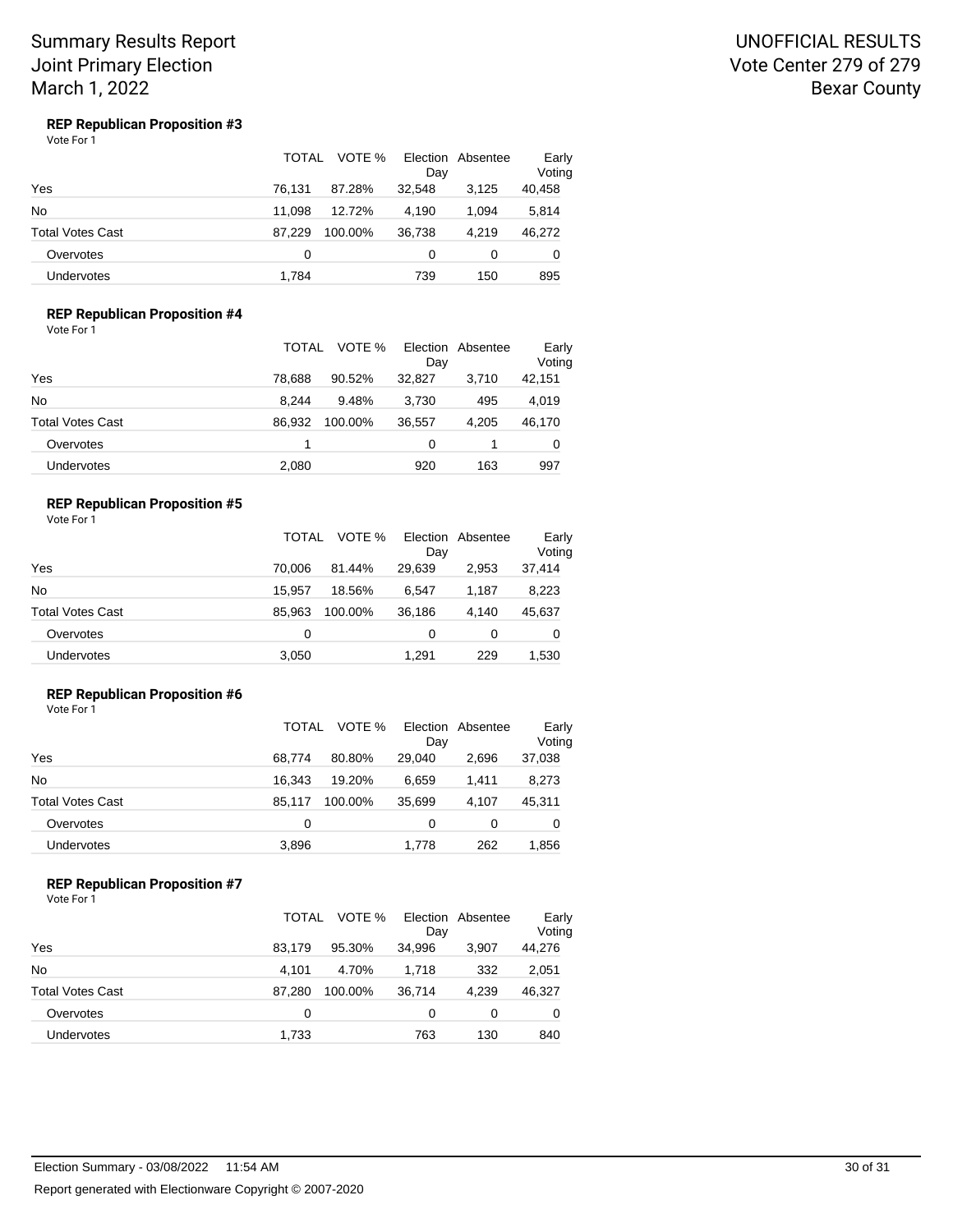Summary Results Report
Joint Primary Election
March 1, 2022

UNOFFICIAL RESULTS
Vote Center 279 of 279
Bexar County

### REP Republican Proposition #3

Vote For 1

| | TOTAL | VOTE % | Election Day | Absentee | Early Voting |
|---|---|---|---|---|---|
| Yes | 76,131 | 87.28% | 32,548 | 3,125 | 40,458 |
| No | 11,098 | 12.72% | 4,190 | 1,094 | 5,814 |
| Total Votes Cast | 87,229 | 100.00% | 36,738 | 4,219 | 46,272 |
| Overvotes | 0 | | 0 | 0 | 0 |
| Undervotes | 1,784 | | 739 | 150 | 895 |

### REP Republican Proposition #4

Vote For 1

| | TOTAL | VOTE % | Election Day | Absentee | Early Voting |
|---|---|---|---|---|---|
| Yes | 78,688 | 90.52% | 32,827 | 3,710 | 42,151 |
| No | 8,244 | 9.48% | 3,730 | 495 | 4,019 |
| Total Votes Cast | 86,932 | 100.00% | 36,557 | 4,205 | 46,170 |
| Overvotes | 1 | | 0 | 1 | 0 |
| Undervotes | 2,080 | | 920 | 163 | 997 |

### REP Republican Proposition #5

Vote For 1

| | TOTAL | VOTE % | Election Day | Absentee | Early Voting |
|---|---|---|---|---|---|
| Yes | 70,006 | 81.44% | 29,639 | 2,953 | 37,414 |
| No | 15,957 | 18.56% | 6,547 | 1,187 | 8,223 |
| Total Votes Cast | 85,963 | 100.00% | 36,186 | 4,140 | 45,637 |
| Overvotes | 0 | | 0 | 0 | 0 |
| Undervotes | 3,050 | | 1,291 | 229 | 1,530 |

### REP Republican Proposition #6

Vote For 1

| | TOTAL | VOTE % | Election Day | Absentee | Early Voting |
|---|---|---|---|---|---|
| Yes | 68,774 | 80.80% | 29,040 | 2,696 | 37,038 |
| No | 16,343 | 19.20% | 6,659 | 1,411 | 8,273 |
| Total Votes Cast | 85,117 | 100.00% | 35,699 | 4,107 | 45,311 |
| Overvotes | 0 | | 0 | 0 | 0 |
| Undervotes | 3,896 | | 1,778 | 262 | 1,856 |

### REP Republican Proposition #7

Vote For 1

| | TOTAL | VOTE % | Election Day | Absentee | Early Voting |
|---|---|---|---|---|---|
| Yes | 83,179 | 95.30% | 34,996 | 3,907 | 44,276 |
| No | 4,101 | 4.70% | 1,718 | 332 | 2,051 |
| Total Votes Cast | 87,280 | 100.00% | 36,714 | 4,239 | 46,327 |
| Overvotes | 0 | | 0 | 0 | 0 |
| Undervotes | 1,733 | | 763 | 130 | 840 |

Election Summary - 03/08/2022 11:54 AM

Report generated with Electionware Copyright © 2007-2020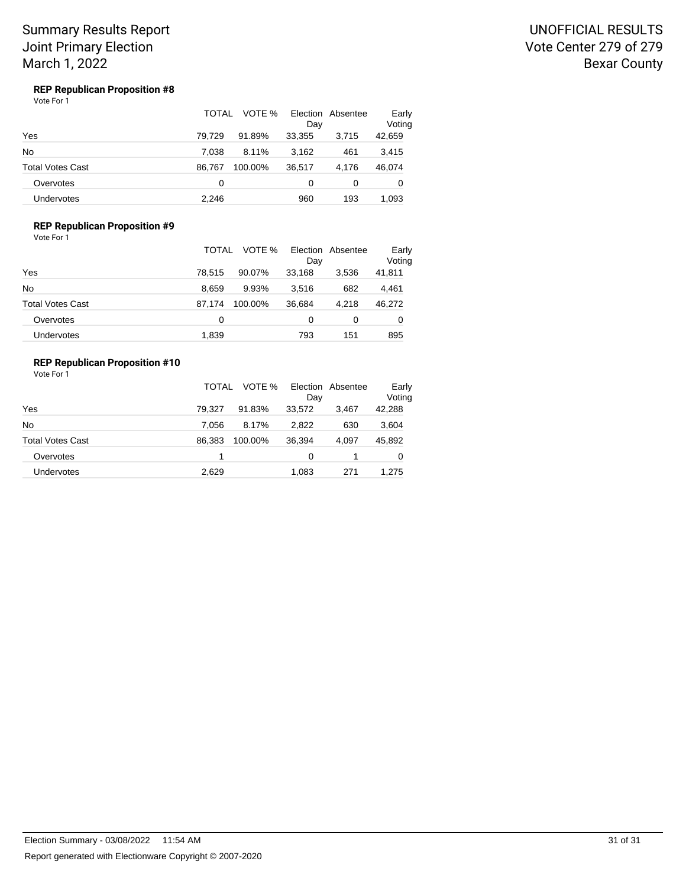Summary Results Report
Joint Primary Election
March 1, 2022

UNOFFICIAL RESULTS
Vote Center 279 of 279
Bexar County

### REP Republican Proposition #8

Vote For 1

| | TOTAL | VOTE % | Election Day | Absentee | Early Voting |
|---|---|---|---|---|---|
| Yes | 79,729 | 91.89% | 33,355 | 3,715 | 42,659 |
| No | 7,038 | 8.11% | 3,162 | 461 | 3,415 |
| Total Votes Cast | 86,767 | 100.00% | 36,517 | 4,176 | 46,074 |
| Overvotes | 0 | | 0 | 0 | 0 |
| Undervotes | 2,246 | | 960 | 193 | 1,093 |

### REP Republican Proposition #9

Vote For 1

| | TOTAL | VOTE % | Election Day | Absentee | Early Voting |
|---|---|---|---|---|---|
| Yes | 78,515 | 90.07% | 33,168 | 3,536 | 41,811 |
| No | 8,659 | 9.93% | 3,516 | 682 | 4,461 |
| Total Votes Cast | 87,174 | 100.00% | 36,684 | 4,218 | 46,272 |
| Overvotes | 0 | | 0 | 0 | 0 |
| Undervotes | 1,839 | | 793 | 151 | 895 |

### REP Republican Proposition #10

Vote For 1

| | TOTAL | VOTE % | Election Day | Absentee | Early Voting |
|---|---|---|---|---|---|
| Yes | 79,327 | 91.83% | 33,572 | 3,467 | 42,288 |
| No | 7,056 | 8.17% | 2,822 | 630 | 3,604 |
| Total Votes Cast | 86,383 | 100.00% | 36,394 | 4,097 | 45,892 |
| Overvotes | 1 | | 0 | 1 | 0 |
| Undervotes | 2,629 | | 1,083 | 271 | 1,275 |

Election Summary - 03/08/2022 11:54 AM

Report generated with Electionware Copyright © 2007-2020